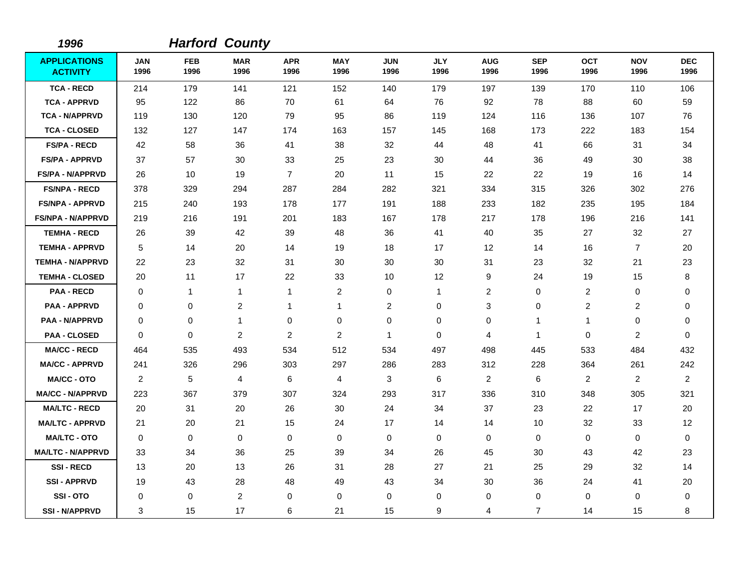*1996* ***Harford County***

| APPLICATIONS ACTIVITY | JAN 1996 | FEB 1996 | MAR 1996 | APR 1996 | MAY 1996 | JUN 1996 | JLY 1996 | AUG 1996 | SEP 1996 | OCT 1996 | NOV 1996 | DEC 1996 |
|---|---|---|---|---|---|---|---|---|---|---|---|---|
| TCA - RECD | 214 | 179 | 141 | 121 | 152 | 140 | 179 | 197 | 139 | 170 | 110 | 106 |
| TCA - APPRVD | 95 | 122 | 86 | 70 | 61 | 64 | 76 | 92 | 78 | 88 | 60 | 59 |
| TCA - N/APPRVD | 119 | 130 | 120 | 79 | 95 | 86 | 119 | 124 | 116 | 136 | 107 | 76 |
| TCA - CLOSED | 132 | 127 | 147 | 174 | 163 | 157 | 145 | 168 | 173 | 222 | 183 | 154 |
| FS/PA - RECD | 42 | 58 | 36 | 41 | 38 | 32 | 44 | 48 | 41 | 66 | 31 | 34 |
| FS/PA - APPRVD | 37 | 57 | 30 | 33 | 25 | 23 | 30 | 44 | 36 | 49 | 30 | 38 |
| FS/PA - N/APPRVD | 26 | 10 | 19 | 7 | 20 | 11 | 15 | 22 | 22 | 19 | 16 | 14 |
| FS/NPA - RECD | 378 | 329 | 294 | 287 | 284 | 282 | 321 | 334 | 315 | 326 | 302 | 276 |
| FS/NPA - APPRVD | 215 | 240 | 193 | 178 | 177 | 191 | 188 | 233 | 182 | 235 | 195 | 184 |
| FS/NPA - N/APPRVD | 219 | 216 | 191 | 201 | 183 | 167 | 178 | 217 | 178 | 196 | 216 | 141 |
| TEMHA - RECD | 26 | 39 | 42 | 39 | 48 | 36 | 41 | 40 | 35 | 27 | 32 | 27 |
| TEMHA - APPRVD | 5 | 14 | 20 | 14 | 19 | 18 | 17 | 12 | 14 | 16 | 7 | 20 |
| TEMHA - N/APPRVD | 22 | 23 | 32 | 31 | 30 | 30 | 30 | 31 | 23 | 32 | 21 | 23 |
| TEMHA - CLOSED | 20 | 11 | 17 | 22 | 33 | 10 | 12 | 9 | 24 | 19 | 15 | 8 |
| PAA - RECD | 0 | 1 | 1 | 1 | 2 | 0 | 1 | 2 | 0 | 2 | 0 | 0 |
| PAA - APPRVD | 0 | 0 | 2 | 1 | 1 | 2 | 0 | 3 | 0 | 2 | 2 | 0 |
| PAA - N/APPRVD | 0 | 0 | 1 | 0 | 0 | 0 | 0 | 0 | 1 | 1 | 0 | 0 |
| PAA - CLOSED | 0 | 0 | 2 | 2 | 2 | 1 | 0 | 4 | 1 | 0 | 2 | 0 |
| MA/CC - RECD | 464 | 535 | 493 | 534 | 512 | 534 | 497 | 498 | 445 | 533 | 484 | 432 |
| MA/CC - APPRVD | 241 | 326 | 296 | 303 | 297 | 286 | 283 | 312 | 228 | 364 | 261 | 242 |
| MA/CC - OTO | 2 | 5 | 4 | 6 | 4 | 3 | 6 | 2 | 6 | 2 | 2 | 2 |
| MA/CC - N/APPRVD | 223 | 367 | 379 | 307 | 324 | 293 | 317 | 336 | 310 | 348 | 305 | 321 |
| MA/LTC - RECD | 20 | 31 | 20 | 26 | 30 | 24 | 34 | 37 | 23 | 22 | 17 | 20 |
| MA/LTC - APPRVD | 21 | 20 | 21 | 15 | 24 | 17 | 14 | 14 | 10 | 32 | 33 | 12 |
| MA/LTC - OTO | 0 | 0 | 0 | 0 | 0 | 0 | 0 | 0 | 0 | 0 | 0 | 0 |
| MA/LTC - N/APPRVD | 33 | 34 | 36 | 25 | 39 | 34 | 26 | 45 | 30 | 43 | 42 | 23 |
| SSI - RECD | 13 | 20 | 13 | 26 | 31 | 28 | 27 | 21 | 25 | 29 | 32 | 14 |
| SSI - APPRVD | 19 | 43 | 28 | 48 | 49 | 43 | 34 | 30 | 36 | 24 | 41 | 20 |
| SSI - OTO | 0 | 0 | 2 | 0 | 0 | 0 | 0 | 0 | 0 | 0 | 0 | 0 |
| SSI - N/APPRVD | 3 | 15 | 17 | 6 | 21 | 15 | 9 | 4 | 7 | 14 | 15 | 8 |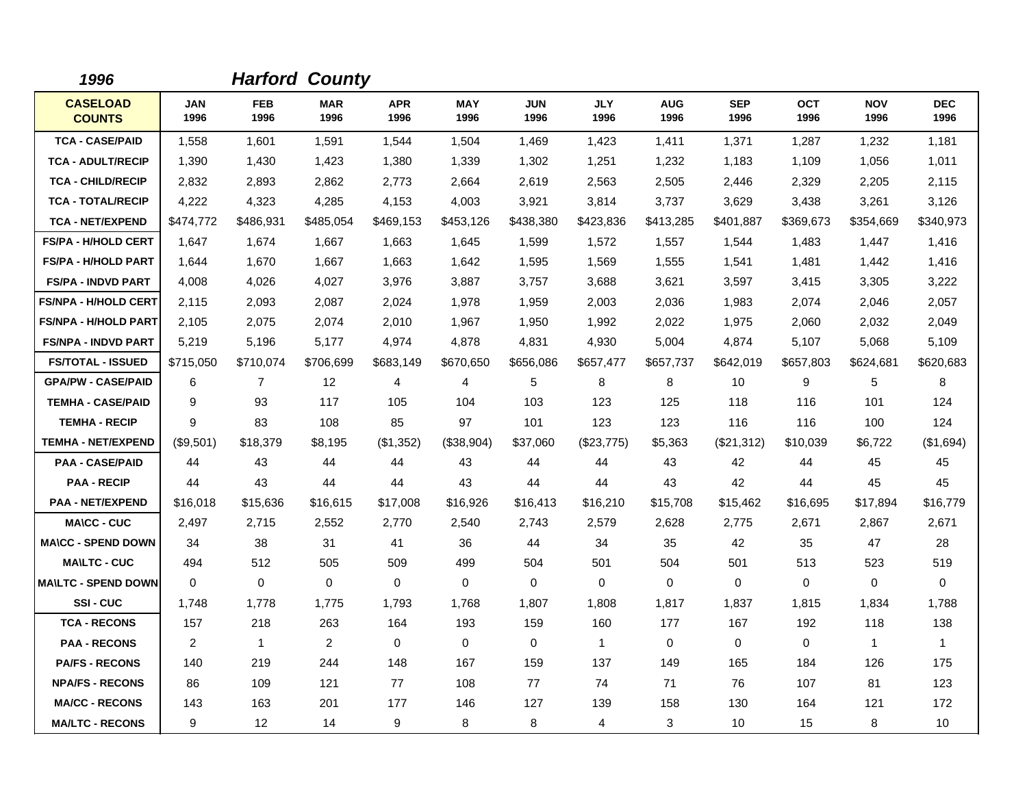*1996* ***Harford County***

| CASELOAD COUNTS | JAN 1996 | FEB 1996 | MAR 1996 | APR 1996 | MAY 1996 | JUN 1996 | JLY 1996 | AUG 1996 | SEP 1996 | OCT 1996 | NOV 1996 | DEC 1996 |
|---|---|---|---|---|---|---|---|---|---|---|---|---|
| TCA - CASE/PAID | 1,558 | 1,601 | 1,591 | 1,544 | 1,504 | 1,469 | 1,423 | 1,411 | 1,371 | 1,287 | 1,232 | 1,181 |
| TCA - ADULT/RECIP | 1,390 | 1,430 | 1,423 | 1,380 | 1,339 | 1,302 | 1,251 | 1,232 | 1,183 | 1,109 | 1,056 | 1,011 |
| TCA - CHILD/RECIP | 2,832 | 2,893 | 2,862 | 2,773 | 2,664 | 2,619 | 2,563 | 2,505 | 2,446 | 2,329 | 2,205 | 2,115 |
| TCA - TOTAL/RECIP | 4,222 | 4,323 | 4,285 | 4,153 | 4,003 | 3,921 | 3,814 | 3,737 | 3,629 | 3,438 | 3,261 | 3,126 |
| TCA - NET/EXPEND | $474,772 | $486,931 | $485,054 | $469,153 | $453,126 | $438,380 | $423,836 | $413,285 | $401,887 | $369,673 | $354,669 | $340,973 |
| FS/PA - H/HOLD CERT | 1,647 | 1,674 | 1,667 | 1,663 | 1,645 | 1,599 | 1,572 | 1,557 | 1,544 | 1,483 | 1,447 | 1,416 |
| FS/PA - H/HOLD PART | 1,644 | 1,670 | 1,667 | 1,663 | 1,642 | 1,595 | 1,569 | 1,555 | 1,541 | 1,481 | 1,442 | 1,416 |
| FS/PA - INDVD PART | 4,008 | 4,026 | 4,027 | 3,976 | 3,887 | 3,757 | 3,688 | 3,621 | 3,597 | 3,415 | 3,305 | 3,222 |
| FS/NPA - H/HOLD CERT | 2,115 | 2,093 | 2,087 | 2,024 | 1,978 | 1,959 | 2,003 | 2,036 | 1,983 | 2,074 | 2,046 | 2,057 |
| FS/NPA - H/HOLD PART | 2,105 | 2,075 | 2,074 | 2,010 | 1,967 | 1,950 | 1,992 | 2,022 | 1,975 | 2,060 | 2,032 | 2,049 |
| FS/NPA - INDVD PART | 5,219 | 5,196 | 5,177 | 4,974 | 4,878 | 4,831 | 4,930 | 5,004 | 4,874 | 5,107 | 5,068 | 5,109 |
| FS/TOTAL - ISSUED | $715,050 | $710,074 | $706,699 | $683,149 | $670,650 | $656,086 | $657,477 | $657,737 | $642,019 | $657,803 | $624,681 | $620,683 |
| GPA/PW - CASE/PAID | 6 | 7 | 12 | 4 | 4 | 5 | 8 | 8 | 10 | 9 | 5 | 8 |
| TEMHA - CASE/PAID | 9 | 93 | 117 | 105 | 104 | 103 | 123 | 125 | 118 | 116 | 101 | 124 |
| TEMHA - RECIP | 9 | 83 | 108 | 85 | 97 | 101 | 123 | 123 | 116 | 116 | 100 | 124 |
| TEMHA - NET/EXPEND | ($9,501) | $18,379 | $8,195 | ($1,352) | ($38,904) | $37,060 | ($23,775) | $5,363 | ($21,312) | $10,039 | $6,722 | ($1,694) |
| PAA - CASE/PAID | 44 | 43 | 44 | 44 | 43 | 44 | 44 | 43 | 42 | 44 | 45 | 45 |
| PAA - RECIP | 44 | 43 | 44 | 44 | 43 | 44 | 44 | 43 | 42 | 44 | 45 | 45 |
| PAA - NET/EXPEND | $16,018 | $15,636 | $16,615 | $17,008 | $16,926 | $16,413 | $16,210 | $15,708 | $15,462 | $16,695 | $17,894 | $16,779 |
| MA\CC - CUC | 2,497 | 2,715 | 2,552 | 2,770 | 2,540 | 2,743 | 2,579 | 2,628 | 2,775 | 2,671 | 2,867 | 2,671 |
| MA\CC - SPEND DOWN | 34 | 38 | 31 | 41 | 36 | 44 | 34 | 35 | 42 | 35 | 47 | 28 |
| MA\LTC - CUC | 494 | 512 | 505 | 509 | 499 | 504 | 501 | 504 | 501 | 513 | 523 | 519 |
| MA\LTC - SPEND DOWN | 0 | 0 | 0 | 0 | 0 | 0 | 0 | 0 | 0 | 0 | 0 | 0 |
| SSI - CUC | 1,748 | 1,778 | 1,775 | 1,793 | 1,768 | 1,807 | 1,808 | 1,817 | 1,837 | 1,815 | 1,834 | 1,788 |
| TCA - RECONS | 157 | 218 | 263 | 164 | 193 | 159 | 160 | 177 | 167 | 192 | 118 | 138 |
| PAA - RECONS | 2 | 1 | 2 | 0 | 0 | 0 | 1 | 0 | 0 | 0 | 1 | 1 |
| PA/FS - RECONS | 140 | 219 | 244 | 148 | 167 | 159 | 137 | 149 | 165 | 184 | 126 | 175 |
| NPA/FS - RECONS | 86 | 109 | 121 | 77 | 108 | 77 | 74 | 71 | 76 | 107 | 81 | 123 |
| MA/CC - RECONS | 143 | 163 | 201 | 177 | 146 | 127 | 139 | 158 | 130 | 164 | 121 | 172 |
| MA/LTC - RECONS | 9 | 12 | 14 | 9 | 8 | 8 | 4 | 3 | 10 | 15 | 8 | 10 |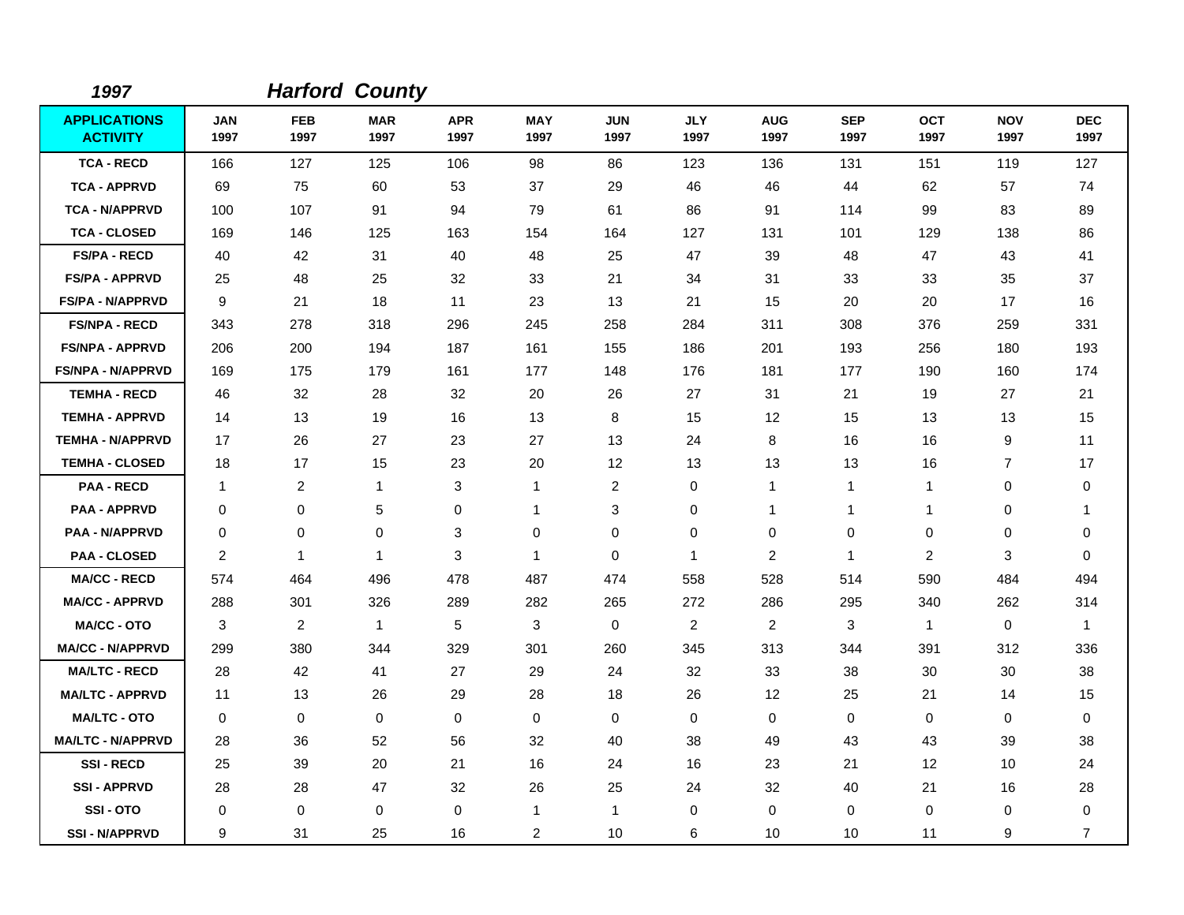## *1997* *Harford County*

| APPLICATIONS ACTIVITY | JAN 1997 | FEB 1997 | MAR 1997 | APR 1997 | MAY 1997 | JUN 1997 | JLY 1997 | AUG 1997 | SEP 1997 | OCT 1997 | NOV 1997 | DEC 1997 |
|---|---|---|---|---|---|---|---|---|---|---|---|---|
| TCA - RECD | 166 | 127 | 125 | 106 | 98 | 86 | 123 | 136 | 131 | 151 | 119 | 127 |
| TCA - APPRVD | 69 | 75 | 60 | 53 | 37 | 29 | 46 | 46 | 44 | 62 | 57 | 74 |
| TCA - N/APPRVD | 100 | 107 | 91 | 94 | 79 | 61 | 86 | 91 | 114 | 99 | 83 | 89 |
| TCA - CLOSED | 169 | 146 | 125 | 163 | 154 | 164 | 127 | 131 | 101 | 129 | 138 | 86 |
| FS/PA - RECD | 40 | 42 | 31 | 40 | 48 | 25 | 47 | 39 | 48 | 47 | 43 | 41 |
| FS/PA - APPRVD | 25 | 48 | 25 | 32 | 33 | 21 | 34 | 31 | 33 | 33 | 35 | 37 |
| FS/PA - N/APPRVD | 9 | 21 | 18 | 11 | 23 | 13 | 21 | 15 | 20 | 20 | 17 | 16 |
| FS/NPA - RECD | 343 | 278 | 318 | 296 | 245 | 258 | 284 | 311 | 308 | 376 | 259 | 331 |
| FS/NPA - APPRVD | 206 | 200 | 194 | 187 | 161 | 155 | 186 | 201 | 193 | 256 | 180 | 193 |
| FS/NPA - N/APPRVD | 169 | 175 | 179 | 161 | 177 | 148 | 176 | 181 | 177 | 190 | 160 | 174 |
| TEMHA - RECD | 46 | 32 | 28 | 32 | 20 | 26 | 27 | 31 | 21 | 19 | 27 | 21 |
| TEMHA - APPRVD | 14 | 13 | 19 | 16 | 13 | 8 | 15 | 12 | 15 | 13 | 13 | 15 |
| TEMHA - N/APPRVD | 17 | 26 | 27 | 23 | 27 | 13 | 24 | 8 | 16 | 16 | 9 | 11 |
| TEMHA - CLOSED | 18 | 17 | 15 | 23 | 20 | 12 | 13 | 13 | 13 | 16 | 7 | 17 |
| PAA - RECD | 1 | 2 | 1 | 3 | 1 | 2 | 0 | 1 | 1 | 1 | 0 | 0 |
| PAA - APPRVD | 0 | 0 | 5 | 0 | 1 | 3 | 0 | 1 | 1 | 1 | 0 | 1 |
| PAA - N/APPRVD | 0 | 0 | 0 | 3 | 0 | 0 | 0 | 0 | 0 | 0 | 0 | 0 |
| PAA - CLOSED | 2 | 1 | 1 | 3 | 1 | 0 | 1 | 2 | 1 | 2 | 3 | 0 |
| MA/CC - RECD | 574 | 464 | 496 | 478 | 487 | 474 | 558 | 528 | 514 | 590 | 484 | 494 |
| MA/CC - APPRVD | 288 | 301 | 326 | 289 | 282 | 265 | 272 | 286 | 295 | 340 | 262 | 314 |
| MA/CC - OTO | 3 | 2 | 1 | 5 | 3 | 0 | 2 | 2 | 3 | 1 | 0 | 1 |
| MA/CC - N/APPRVD | 299 | 380 | 344 | 329 | 301 | 260 | 345 | 313 | 344 | 391 | 312 | 336 |
| MA/LTC - RECD | 28 | 42 | 41 | 27 | 29 | 24 | 32 | 33 | 38 | 30 | 30 | 38 |
| MA/LTC - APPRVD | 11 | 13 | 26 | 29 | 28 | 18 | 26 | 12 | 25 | 21 | 14 | 15 |
| MA/LTC - OTO | 0 | 0 | 0 | 0 | 0 | 0 | 0 | 0 | 0 | 0 | 0 | 0 |
| MA/LTC - N/APPRVD | 28 | 36 | 52 | 56 | 32 | 40 | 38 | 49 | 43 | 43 | 39 | 38 |
| SSI - RECD | 25 | 39 | 20 | 21 | 16 | 24 | 16 | 23 | 21 | 12 | 10 | 24 |
| SSI - APPRVD | 28 | 28 | 47 | 32 | 26 | 25 | 24 | 32 | 40 | 21 | 16 | 28 |
| SSI - OTO | 0 | 0 | 0 | 0 | 1 | 1 | 0 | 0 | 0 | 0 | 0 | 0 |
| SSI - N/APPRVD | 9 | 31 | 25 | 16 | 2 | 10 | 6 | 10 | 10 | 11 | 9 | 7 |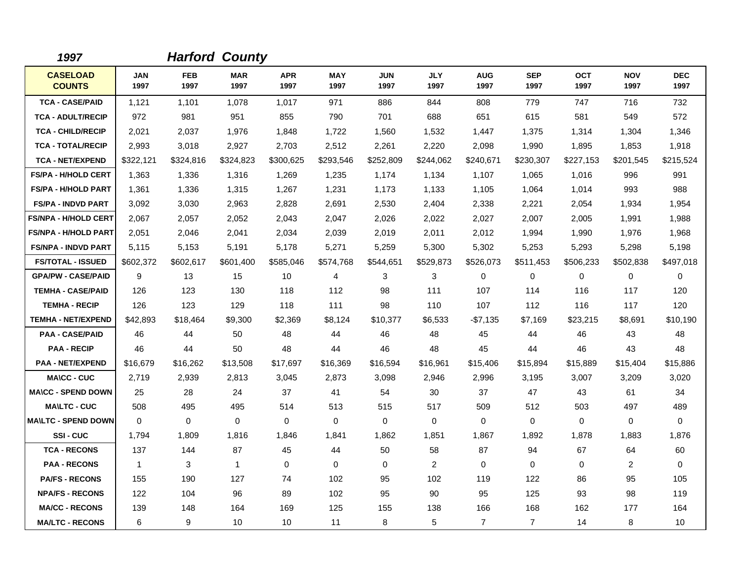**1997** ***Harford County***

| CASELOAD COUNTS | JAN 1997 | FEB 1997 | MAR 1997 | APR 1997 | MAY 1997 | JUN 1997 | JLY 1997 | AUG 1997 | SEP 1997 | OCT 1997 | NOV 1997 | DEC 1997 |
|---|---|---|---|---|---|---|---|---|---|---|---|---|
| TCA - CASE/PAID | 1,121 | 1,101 | 1,078 | 1,017 | 971 | 886 | 844 | 808 | 779 | 747 | 716 | 732 |
| TCA - ADULT/RECIP | 972 | 981 | 951 | 855 | 790 | 701 | 688 | 651 | 615 | 581 | 549 | 572 |
| TCA - CHILD/RECIP | 2,021 | 2,037 | 1,976 | 1,848 | 1,722 | 1,560 | 1,532 | 1,447 | 1,375 | 1,314 | 1,304 | 1,346 |
| TCA - TOTAL/RECIP | 2,993 | 3,018 | 2,927 | 2,703 | 2,512 | 2,261 | 2,220 | 2,098 | 1,990 | 1,895 | 1,853 | 1,918 |
| TCA - NET/EXPEND | $322,121 | $324,816 | $324,823 | $300,625 | $293,546 | $252,809 | $244,062 | $240,671 | $230,307 | $227,153 | $201,545 | $215,524 |
| FS/PA - H/HOLD CERT | 1,363 | 1,336 | 1,316 | 1,269 | 1,235 | 1,174 | 1,134 | 1,107 | 1,065 | 1,016 | 996 | 991 |
| FS/PA - H/HOLD PART | 1,361 | 1,336 | 1,315 | 1,267 | 1,231 | 1,173 | 1,133 | 1,105 | 1,064 | 1,014 | 993 | 988 |
| FS/PA - INDVD PART | 3,092 | 3,030 | 2,963 | 2,828 | 2,691 | 2,530 | 2,404 | 2,338 | 2,221 | 2,054 | 1,934 | 1,954 |
| FS/NPA - H/HOLD CERT | 2,067 | 2,057 | 2,052 | 2,043 | 2,047 | 2,026 | 2,022 | 2,027 | 2,007 | 2,005 | 1,991 | 1,988 |
| FS/NPA - H/HOLD PART | 2,051 | 2,046 | 2,041 | 2,034 | 2,039 | 2,019 | 2,011 | 2,012 | 1,994 | 1,990 | 1,976 | 1,968 |
| FS/NPA - INDVD PART | 5,115 | 5,153 | 5,191 | 5,178 | 5,271 | 5,259 | 5,300 | 5,302 | 5,253 | 5,293 | 5,298 | 5,198 |
| FS/TOTAL - ISSUED | $602,372 | $602,617 | $601,400 | $585,046 | $574,768 | $544,651 | $529,873 | $526,073 | $511,453 | $506,233 | $502,838 | $497,018 |
| GPA/PW - CASE/PAID | 9 | 13 | 15 | 10 | 4 | 3 | 3 | 0 | 0 | 0 | 0 | 0 |
| TEMHA - CASE/PAID | 126 | 123 | 130 | 118 | 112 | 98 | 111 | 107 | 114 | 116 | 117 | 120 |
| TEMHA - RECIP | 126 | 123 | 129 | 118 | 111 | 98 | 110 | 107 | 112 | 116 | 117 | 120 |
| TEMHA - NET/EXPEND | $42,893 | $18,464 | $9,300 | $2,369 | $8,124 | $10,377 | $6,533 | -$7,135 | $7,169 | $23,215 | $8,691 | $10,190 |
| PAA - CASE/PAID | 46 | 44 | 50 | 48 | 44 | 46 | 48 | 45 | 44 | 46 | 43 | 48 |
| PAA - RECIP | 46 | 44 | 50 | 48 | 44 | 46 | 48 | 45 | 44 | 46 | 43 | 48 |
| PAA - NET/EXPEND | $16,679 | $16,262 | $13,508 | $17,697 | $16,369 | $16,594 | $16,961 | $15,406 | $15,894 | $15,889 | $15,404 | $15,886 |
| MA\CC - CUC | 2,719 | 2,939 | 2,813 | 3,045 | 2,873 | 3,098 | 2,946 | 2,996 | 3,195 | 3,007 | 3,209 | 3,020 |
| MA\CC - SPEND DOWN | 25 | 28 | 24 | 37 | 41 | 54 | 30 | 37 | 47 | 43 | 61 | 34 |
| MA\LTC - CUC | 508 | 495 | 495 | 514 | 513 | 515 | 517 | 509 | 512 | 503 | 497 | 489 |
| MA\LTC - SPEND DOWN | 0 | 0 | 0 | 0 | 0 | 0 | 0 | 0 | 0 | 0 | 0 | 0 |
| SSI - CUC | 1,794 | 1,809 | 1,816 | 1,846 | 1,841 | 1,862 | 1,851 | 1,867 | 1,892 | 1,878 | 1,883 | 1,876 |
| TCA - RECONS | 137 | 144 | 87 | 45 | 44 | 50 | 58 | 87 | 94 | 67 | 64 | 60 |
| PAA - RECONS | 1 | 3 | 1 | 0 | 0 | 0 | 2 | 0 | 0 | 0 | 2 | 0 |
| PA/FS - RECONS | 155 | 190 | 127 | 74 | 102 | 95 | 102 | 119 | 122 | 86 | 95 | 105 |
| NPA/FS - RECONS | 122 | 104 | 96 | 89 | 102 | 95 | 90 | 95 | 125 | 93 | 98 | 119 |
| MA/CC - RECONS | 139 | 148 | 164 | 169 | 125 | 155 | 138 | 166 | 168 | 162 | 177 | 164 |
| MA/LTC - RECONS | 6 | 9 | 10 | 10 | 11 | 8 | 5 | 7 | 7 | 14 | 8 | 10 |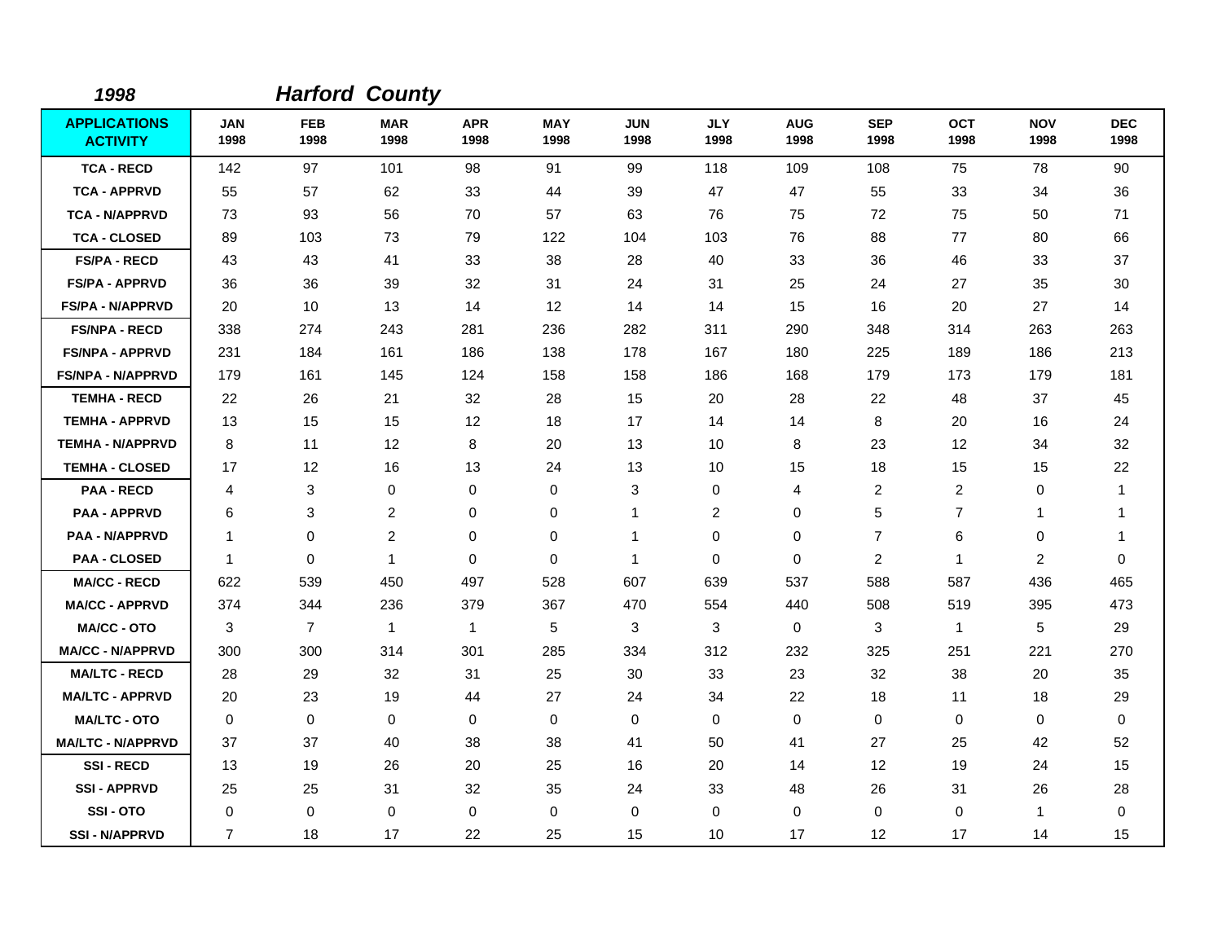*1998* ***Harford County***

| APPLICATIONS ACTIVITY | JAN 1998 | FEB 1998 | MAR 1998 | APR 1998 | MAY 1998 | JUN 1998 | JLY 1998 | AUG 1998 | SEP 1998 | OCT 1998 | NOV 1998 | DEC 1998 |
|---|---|---|---|---|---|---|---|---|---|---|---|---|
| TCA - RECD | 142 | 97 | 101 | 98 | 91 | 99 | 118 | 109 | 108 | 75 | 78 | 90 |
| TCA - APPRVD | 55 | 57 | 62 | 33 | 44 | 39 | 47 | 47 | 55 | 33 | 34 | 36 |
| TCA - N/APPRVD | 73 | 93 | 56 | 70 | 57 | 63 | 76 | 75 | 72 | 75 | 50 | 71 |
| TCA - CLOSED | 89 | 103 | 73 | 79 | 122 | 104 | 103 | 76 | 88 | 77 | 80 | 66 |
| FS/PA - RECD | 43 | 43 | 41 | 33 | 38 | 28 | 40 | 33 | 36 | 46 | 33 | 37 |
| FS/PA - APPRVD | 36 | 36 | 39 | 32 | 31 | 24 | 31 | 25 | 24 | 27 | 35 | 30 |
| FS/PA - N/APPRVD | 20 | 10 | 13 | 14 | 12 | 14 | 14 | 15 | 16 | 20 | 27 | 14 |
| FS/NPA - RECD | 338 | 274 | 243 | 281 | 236 | 282 | 311 | 290 | 348 | 314 | 263 | 263 |
| FS/NPA - APPRVD | 231 | 184 | 161 | 186 | 138 | 178 | 167 | 180 | 225 | 189 | 186 | 213 |
| FS/NPA - N/APPRVD | 179 | 161 | 145 | 124 | 158 | 158 | 186 | 168 | 179 | 173 | 179 | 181 |
| TEMHA - RECD | 22 | 26 | 21 | 32 | 28 | 15 | 20 | 28 | 22 | 48 | 37 | 45 |
| TEMHA - APPRVD | 13 | 15 | 15 | 12 | 18 | 17 | 14 | 14 | 8 | 20 | 16 | 24 |
| TEMHA - N/APPRVD | 8 | 11 | 12 | 8 | 20 | 13 | 10 | 8 | 23 | 12 | 34 | 32 |
| TEMHA - CLOSED | 17 | 12 | 16 | 13 | 24 | 13 | 10 | 15 | 18 | 15 | 15 | 22 |
| PAA - RECD | 4 | 3 | 0 | 0 | 0 | 3 | 0 | 4 | 2 | 2 | 0 | 1 |
| PAA - APPRVD | 6 | 3 | 2 | 0 | 0 | 1 | 2 | 0 | 5 | 7 | 1 | 1 |
| PAA - N/APPRVD | 1 | 0 | 2 | 0 | 0 | 1 | 0 | 0 | 7 | 6 | 0 | 1 |
| PAA - CLOSED | 1 | 0 | 1 | 0 | 0 | 1 | 0 | 0 | 2 | 1 | 2 | 0 |
| MA/CC - RECD | 622 | 539 | 450 | 497 | 528 | 607 | 639 | 537 | 588 | 587 | 436 | 465 |
| MA/CC - APPRVD | 374 | 344 | 236 | 379 | 367 | 470 | 554 | 440 | 508 | 519 | 395 | 473 |
| MA/CC - OTO | 3 | 7 | 1 | 1 | 5 | 3 | 3 | 0 | 3 | 1 | 5 | 29 |
| MA/CC - N/APPRVD | 300 | 300 | 314 | 301 | 285 | 334 | 312 | 232 | 325 | 251 | 221 | 270 |
| MA/LTC - RECD | 28 | 29 | 32 | 31 | 25 | 30 | 33 | 23 | 32 | 38 | 20 | 35 |
| MA/LTC - APPRVD | 20 | 23 | 19 | 44 | 27 | 24 | 34 | 22 | 18 | 11 | 18 | 29 |
| MA/LTC - OTO | 0 | 0 | 0 | 0 | 0 | 0 | 0 | 0 | 0 | 0 | 0 | 0 |
| MA/LTC - N/APPRVD | 37 | 37 | 40 | 38 | 38 | 41 | 50 | 41 | 27 | 25 | 42 | 52 |
| SSI - RECD | 13 | 19 | 26 | 20 | 25 | 16 | 20 | 14 | 12 | 19 | 24 | 15 |
| SSI - APPRVD | 25 | 25 | 31 | 32 | 35 | 24 | 33 | 48 | 26 | 31 | 26 | 28 |
| SSI - OTO | 0 | 0 | 0 | 0 | 0 | 0 | 0 | 0 | 0 | 0 | 1 | 0 |
| SSI - N/APPRVD | 7 | 18 | 17 | 22 | 25 | 15 | 10 | 17 | 12 | 17 | 14 | 15 |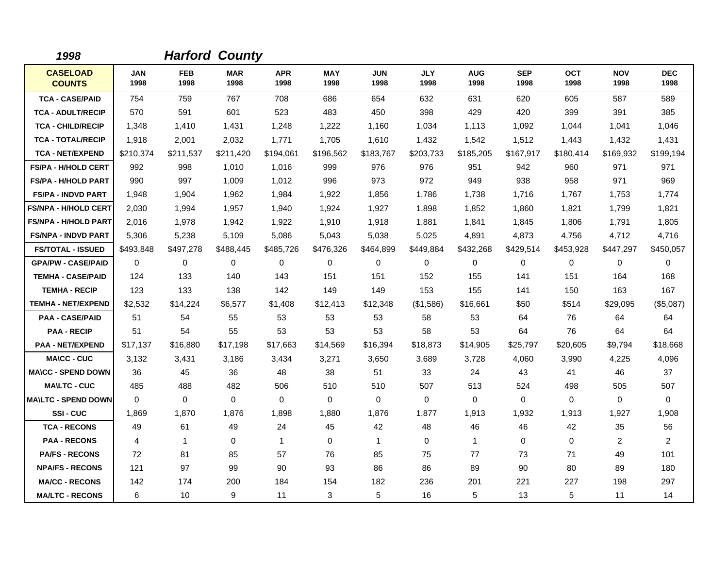*1998* ***Harford County***

| CASELOAD COUNTS | JAN 1998 | FEB 1998 | MAR 1998 | APR 1998 | MAY 1998 | JUN 1998 | JLY 1998 | AUG 1998 | SEP 1998 | OCT 1998 | NOV 1998 | DEC 1998 |
|---|---|---|---|---|---|---|---|---|---|---|---|---|
| TCA - CASE/PAID | 754 | 759 | 767 | 708 | 686 | 654 | 632 | 631 | 620 | 605 | 587 | 589 |
| TCA - ADULT/RECIP | 570 | 591 | 601 | 523 | 483 | 450 | 398 | 429 | 420 | 399 | 391 | 385 |
| TCA - CHILD/RECIP | 1,348 | 1,410 | 1,431 | 1,248 | 1,222 | 1,160 | 1,034 | 1,113 | 1,092 | 1,044 | 1,041 | 1,046 |
| TCA - TOTAL/RECIP | 1,918 | 2,001 | 2,032 | 1,771 | 1,705 | 1,610 | 1,432 | 1,542 | 1,512 | 1,443 | 1,432 | 1,431 |
| TCA - NET/EXPEND | $210,374 | $211,537 | $211,420 | $194,061 | $196,562 | $183,767 | $203,733 | $185,205 | $167,917 | $180,414 | $169,932 | $199,194 |
| FS/PA - H/HOLD CERT | 992 | 998 | 1,010 | 1,016 | 999 | 976 | 976 | 951 | 942 | 960 | 971 | 971 |
| FS/PA - H/HOLD PART | 990 | 997 | 1,009 | 1,012 | 996 | 973 | 972 | 949 | 938 | 958 | 971 | 969 |
| FS/PA - INDVD PART | 1,948 | 1,904 | 1,962 | 1,984 | 1,922 | 1,856 | 1,786 | 1,738 | 1,716 | 1,767 | 1,753 | 1,774 |
| FS/NPA - H/HOLD CERT | 2,030 | 1,994 | 1,957 | 1,940 | 1,924 | 1,927 | 1,898 | 1,852 | 1,860 | 1,821 | 1,799 | 1,821 |
| FS/NPA - H/HOLD PART | 2,016 | 1,978 | 1,942 | 1,922 | 1,910 | 1,918 | 1,881 | 1,841 | 1,845 | 1,806 | 1,791 | 1,805 |
| FS/NPA - INDVD PART | 5,306 | 5,238 | 5,109 | 5,086 | 5,043 | 5,038 | 5,025 | 4,891 | 4,873 | 4,756 | 4,712 | 4,716 |
| FS/TOTAL - ISSUED | $493,848 | $497,278 | $488,445 | $485,726 | $476,326 | $464,899 | $449,884 | $432,268 | $429,514 | $453,928 | $447,297 | $450,057 |
| GPA/PW - CASE/PAID | 0 | 0 | 0 | 0 | 0 | 0 | 0 | 0 | 0 | 0 | 0 | 0 |
| TEMHA - CASE/PAID | 124 | 133 | 140 | 143 | 151 | 151 | 152 | 155 | 141 | 151 | 164 | 168 |
| TEMHA - RECIP | 123 | 133 | 138 | 142 | 149 | 149 | 153 | 155 | 141 | 150 | 163 | 167 |
| TEMHA - NET/EXPEND | $2,532 | $14,224 | $6,577 | $1,408 | $12,413 | $12,348 | ($1,586) | $16,661 | $50 | $514 | $29,095 | ($5,087) |
| PAA - CASE/PAID | 51 | 54 | 55 | 53 | 53 | 53 | 58 | 53 | 64 | 76 | 64 | 64 |
| PAA - RECIP | 51 | 54 | 55 | 53 | 53 | 53 | 58 | 53 | 64 | 76 | 64 | 64 |
| PAA - NET/EXPEND | $17,137 | $16,880 | $17,198 | $17,663 | $14,569 | $16,394 | $18,873 | $14,905 | $25,797 | $20,605 | $9,794 | $18,668 |
| MA\CC - CUC | 3,132 | 3,431 | 3,186 | 3,434 | 3,271 | 3,650 | 3,689 | 3,728 | 4,060 | 3,990 | 4,225 | 4,096 |
| MA\CC - SPEND DOWN | 36 | 45 | 36 | 48 | 38 | 51 | 33 | 24 | 43 | 41 | 46 | 37 |
| MA\LTC - CUC | 485 | 488 | 482 | 506 | 510 | 510 | 507 | 513 | 524 | 498 | 505 | 507 |
| MA\LTC - SPEND DOWN | 0 | 0 | 0 | 0 | 0 | 0 | 0 | 0 | 0 | 0 | 0 | 0 |
| SSI - CUC | 1,869 | 1,870 | 1,876 | 1,898 | 1,880 | 1,876 | 1,877 | 1,913 | 1,932 | 1,913 | 1,927 | 1,908 |
| TCA - RECONS | 49 | 61 | 49 | 24 | 45 | 42 | 48 | 46 | 46 | 42 | 35 | 56 |
| PAA - RECONS | 4 | 1 | 0 | 1 | 0 | 1 | 0 | 1 | 0 | 0 | 2 | 2 |
| PA/FS - RECONS | 72 | 81 | 85 | 57 | 76 | 85 | 75 | 77 | 73 | 71 | 49 | 101 |
| NPA/FS - RECONS | 121 | 97 | 99 | 90 | 93 | 86 | 86 | 89 | 90 | 80 | 89 | 180 |
| MA/CC - RECONS | 142 | 174 | 200 | 184 | 154 | 182 | 236 | 201 | 221 | 227 | 198 | 297 |
| MA/LTC - RECONS | 6 | 10 | 9 | 11 | 3 | 5 | 16 | 5 | 13 | 5 | 11 | 14 |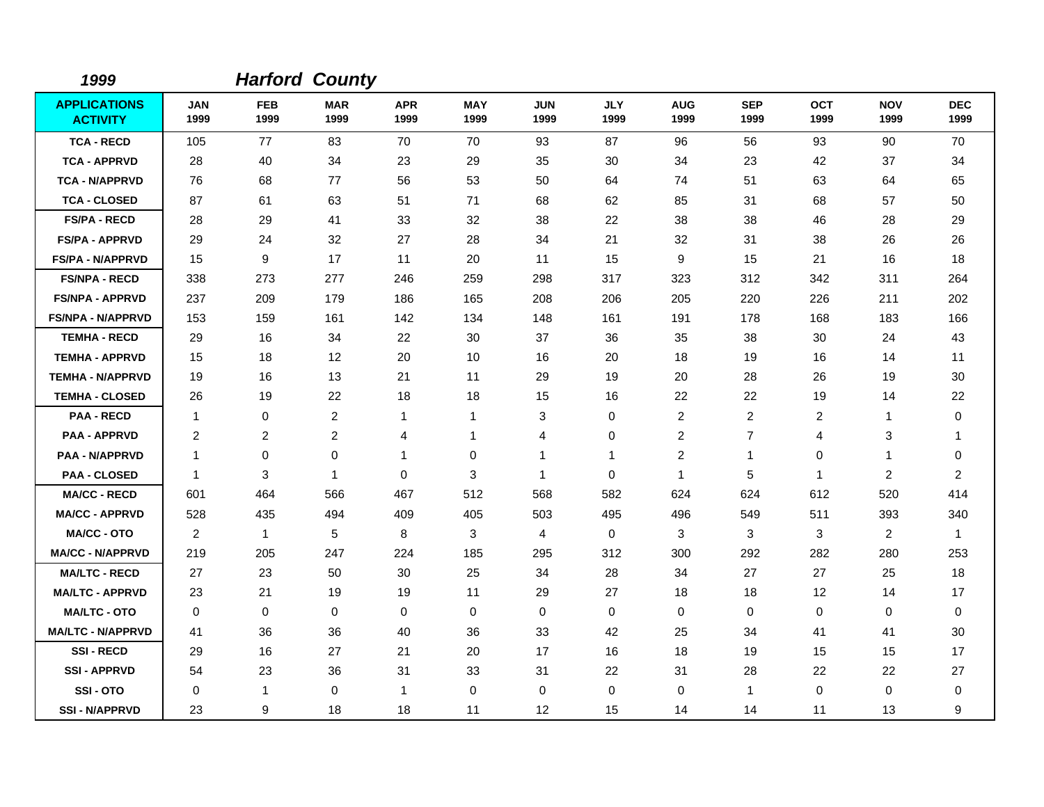*1999* ***Harford County***

| APPLICATIONS ACTIVITY | JAN 1999 | FEB 1999 | MAR 1999 | APR 1999 | MAY 1999 | JUN 1999 | JLY 1999 | AUG 1999 | SEP 1999 | OCT 1999 | NOV 1999 | DEC 1999 |
|---|---|---|---|---|---|---|---|---|---|---|---|---|
| TCA - RECD | 105 | 77 | 83 | 70 | 70 | 93 | 87 | 96 | 56 | 93 | 90 | 70 |
| TCA - APPRVD | 28 | 40 | 34 | 23 | 29 | 35 | 30 | 34 | 23 | 42 | 37 | 34 |
| TCA - N/APPRVD | 76 | 68 | 77 | 56 | 53 | 50 | 64 | 74 | 51 | 63 | 64 | 65 |
| TCA - CLOSED | 87 | 61 | 63 | 51 | 71 | 68 | 62 | 85 | 31 | 68 | 57 | 50 |
| FS/PA - RECD | 28 | 29 | 41 | 33 | 32 | 38 | 22 | 38 | 38 | 46 | 28 | 29 |
| FS/PA - APPRVD | 29 | 24 | 32 | 27 | 28 | 34 | 21 | 32 | 31 | 38 | 26 | 26 |
| FS/PA - N/APPRVD | 15 | 9 | 17 | 11 | 20 | 11 | 15 | 9 | 15 | 21 | 16 | 18 |
| FS/NPA - RECD | 338 | 273 | 277 | 246 | 259 | 298 | 317 | 323 | 312 | 342 | 311 | 264 |
| FS/NPA - APPRVD | 237 | 209 | 179 | 186 | 165 | 208 | 206 | 205 | 220 | 226 | 211 | 202 |
| FS/NPA - N/APPRVD | 153 | 159 | 161 | 142 | 134 | 148 | 161 | 191 | 178 | 168 | 183 | 166 |
| TEMHA - RECD | 29 | 16 | 34 | 22 | 30 | 37 | 36 | 35 | 38 | 30 | 24 | 43 |
| TEMHA - APPRVD | 15 | 18 | 12 | 20 | 10 | 16 | 20 | 18 | 19 | 16 | 14 | 11 |
| TEMHA - N/APPRVD | 19 | 16 | 13 | 21 | 11 | 29 | 19 | 20 | 28 | 26 | 19 | 30 |
| TEMHA - CLOSED | 26 | 19 | 22 | 18 | 18 | 15 | 16 | 22 | 22 | 19 | 14 | 22 |
| PAA - RECD | 1 | 0 | 2 | 1 | 1 | 3 | 0 | 2 | 2 | 2 | 1 | 0 |
| PAA - APPRVD | 2 | 2 | 2 | 4 | 1 | 4 | 0 | 2 | 7 | 4 | 3 | 1 |
| PAA - N/APPRVD | 1 | 0 | 0 | 1 | 0 | 1 | 1 | 2 | 1 | 0 | 1 | 0 |
| PAA - CLOSED | 1 | 3 | 1 | 0 | 3 | 1 | 0 | 1 | 5 | 1 | 2 | 2 |
| MA/CC - RECD | 601 | 464 | 566 | 467 | 512 | 568 | 582 | 624 | 624 | 612 | 520 | 414 |
| MA/CC - APPRVD | 528 | 435 | 494 | 409 | 405 | 503 | 495 | 496 | 549 | 511 | 393 | 340 |
| MA/CC - OTO | 2 | 1 | 5 | 8 | 3 | 4 | 0 | 3 | 3 | 3 | 2 | 1 |
| MA/CC - N/APPRVD | 219 | 205 | 247 | 224 | 185 | 295 | 312 | 300 | 292 | 282 | 280 | 253 |
| MA/LTC - RECD | 27 | 23 | 50 | 30 | 25 | 34 | 28 | 34 | 27 | 27 | 25 | 18 |
| MA/LTC - APPRVD | 23 | 21 | 19 | 19 | 11 | 29 | 27 | 18 | 18 | 12 | 14 | 17 |
| MA/LTC - OTO | 0 | 0 | 0 | 0 | 0 | 0 | 0 | 0 | 0 | 0 | 0 | 0 |
| MA/LTC - N/APPRVD | 41 | 36 | 36 | 40 | 36 | 33 | 42 | 25 | 34 | 41 | 41 | 30 |
| SSI - RECD | 29 | 16 | 27 | 21 | 20 | 17 | 16 | 18 | 19 | 15 | 15 | 17 |
| SSI - APPRVD | 54 | 23 | 36 | 31 | 33 | 31 | 22 | 31 | 28 | 22 | 22 | 27 |
| SSI - OTO | 0 | 1 | 0 | 1 | 0 | 0 | 0 | 0 | 1 | 0 | 0 | 0 |
| SSI - N/APPRVD | 23 | 9 | 18 | 18 | 11 | 12 | 15 | 14 | 14 | 11 | 13 | 9 |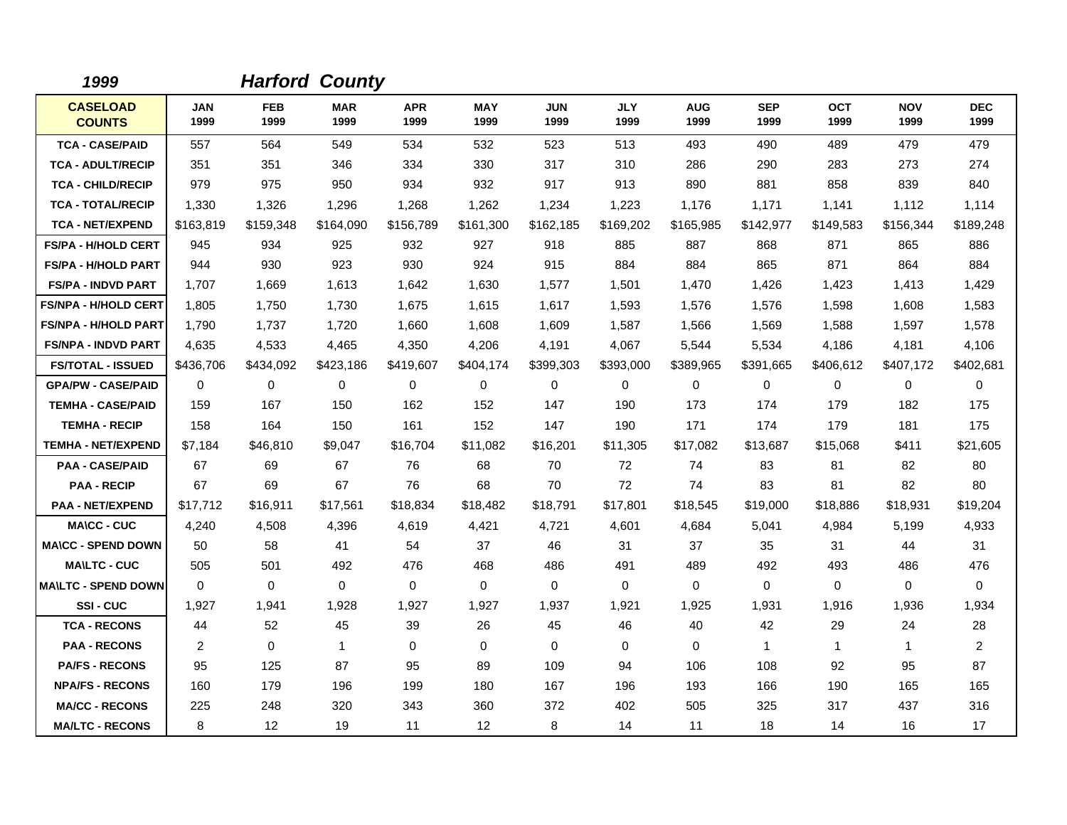*1999* ***Harford County***

| CASELOAD COUNTS | JAN 1999 | FEB 1999 | MAR 1999 | APR 1999 | MAY 1999 | JUN 1999 | JLY 1999 | AUG 1999 | SEP 1999 | OCT 1999 | NOV 1999 | DEC 1999 |
|---|---|---|---|---|---|---|---|---|---|---|---|---|
| TCA - CASE/PAID | 557 | 564 | 549 | 534 | 532 | 523 | 513 | 493 | 490 | 489 | 479 | 479 |
| TCA - ADULT/RECIP | 351 | 351 | 346 | 334 | 330 | 317 | 310 | 286 | 290 | 283 | 273 | 274 |
| TCA - CHILD/RECIP | 979 | 975 | 950 | 934 | 932 | 917 | 913 | 890 | 881 | 858 | 839 | 840 |
| TCA - TOTAL/RECIP | 1,330 | 1,326 | 1,296 | 1,268 | 1,262 | 1,234 | 1,223 | 1,176 | 1,171 | 1,141 | 1,112 | 1,114 |
| TCA - NET/EXPEND | $163,819 | $159,348 | $164,090 | $156,789 | $161,300 | $162,185 | $169,202 | $165,985 | $142,977 | $149,583 | $156,344 | $189,248 |
| FS/PA - H/HOLD CERT | 945 | 934 | 925 | 932 | 927 | 918 | 885 | 887 | 868 | 871 | 865 | 886 |
| FS/PA - H/HOLD PART | 944 | 930 | 923 | 930 | 924 | 915 | 884 | 884 | 865 | 871 | 864 | 884 |
| FS/PA - INDVD PART | 1,707 | 1,669 | 1,613 | 1,642 | 1,630 | 1,577 | 1,501 | 1,470 | 1,426 | 1,423 | 1,413 | 1,429 |
| FS/NPA - H/HOLD CERT | 1,805 | 1,750 | 1,730 | 1,675 | 1,615 | 1,617 | 1,593 | 1,576 | 1,576 | 1,598 | 1,608 | 1,583 |
| FS/NPA - H/HOLD PART | 1,790 | 1,737 | 1,720 | 1,660 | 1,608 | 1,609 | 1,587 | 1,566 | 1,569 | 1,588 | 1,597 | 1,578 |
| FS/NPA - INDVD PART | 4,635 | 4,533 | 4,465 | 4,350 | 4,206 | 4,191 | 4,067 | 5,544 | 5,534 | 4,186 | 4,181 | 4,106 |
| FS/TOTAL - ISSUED | $436,706 | $434,092 | $423,186 | $419,607 | $404,174 | $399,303 | $393,000 | $389,965 | $391,665 | $406,612 | $407,172 | $402,681 |
| GPA/PW - CASE/PAID | 0 | 0 | 0 | 0 | 0 | 0 | 0 | 0 | 0 | 0 | 0 | 0 |
| TEMHA - CASE/PAID | 159 | 167 | 150 | 162 | 152 | 147 | 190 | 173 | 174 | 179 | 182 | 175 |
| TEMHA - RECIP | 158 | 164 | 150 | 161 | 152 | 147 | 190 | 171 | 174 | 179 | 181 | 175 |
| TEMHA - NET/EXPEND | $7,184 | $46,810 | $9,047 | $16,704 | $11,082 | $16,201 | $11,305 | $17,082 | $13,687 | $15,068 | $411 | $21,605 |
| PAA - CASE/PAID | 67 | 69 | 67 | 76 | 68 | 70 | 72 | 74 | 83 | 81 | 82 | 80 |
| PAA - RECIP | 67 | 69 | 67 | 76 | 68 | 70 | 72 | 74 | 83 | 81 | 82 | 80 |
| PAA - NET/EXPEND | $17,712 | $16,911 | $17,561 | $18,834 | $18,482 | $18,791 | $17,801 | $18,545 | $19,000 | $18,886 | $18,931 | $19,204 |
| MA\CC - CUC | 4,240 | 4,508 | 4,396 | 4,619 | 4,421 | 4,721 | 4,601 | 4,684 | 5,041 | 4,984 | 5,199 | 4,933 |
| MA\CC - SPEND DOWN | 50 | 58 | 41 | 54 | 37 | 46 | 31 | 37 | 35 | 31 | 44 | 31 |
| MA\LTC - CUC | 505 | 501 | 492 | 476 | 468 | 486 | 491 | 489 | 492 | 493 | 486 | 476 |
| MA\LTC - SPEND DOWN | 0 | 0 | 0 | 0 | 0 | 0 | 0 | 0 | 0 | 0 | 0 | 0 |
| SSI - CUC | 1,927 | 1,941 | 1,928 | 1,927 | 1,927 | 1,937 | 1,921 | 1,925 | 1,931 | 1,916 | 1,936 | 1,934 |
| TCA - RECONS | 44 | 52 | 45 | 39 | 26 | 45 | 46 | 40 | 42 | 29 | 24 | 28 |
| PAA - RECONS | 2 | 0 | 1 | 0 | 0 | 0 | 0 | 0 | 1 | 1 | 1 | 2 |
| PA/FS - RECONS | 95 | 125 | 87 | 95 | 89 | 109 | 94 | 106 | 108 | 92 | 95 | 87 |
| NPA/FS - RECONS | 160 | 179 | 196 | 199 | 180 | 167 | 196 | 193 | 166 | 190 | 165 | 165 |
| MA/CC - RECONS | 225 | 248 | 320 | 343 | 360 | 372 | 402 | 505 | 325 | 317 | 437 | 316 |
| MA/LTC - RECONS | 8 | 12 | 19 | 11 | 12 | 8 | 14 | 11 | 18 | 14 | 16 | 17 |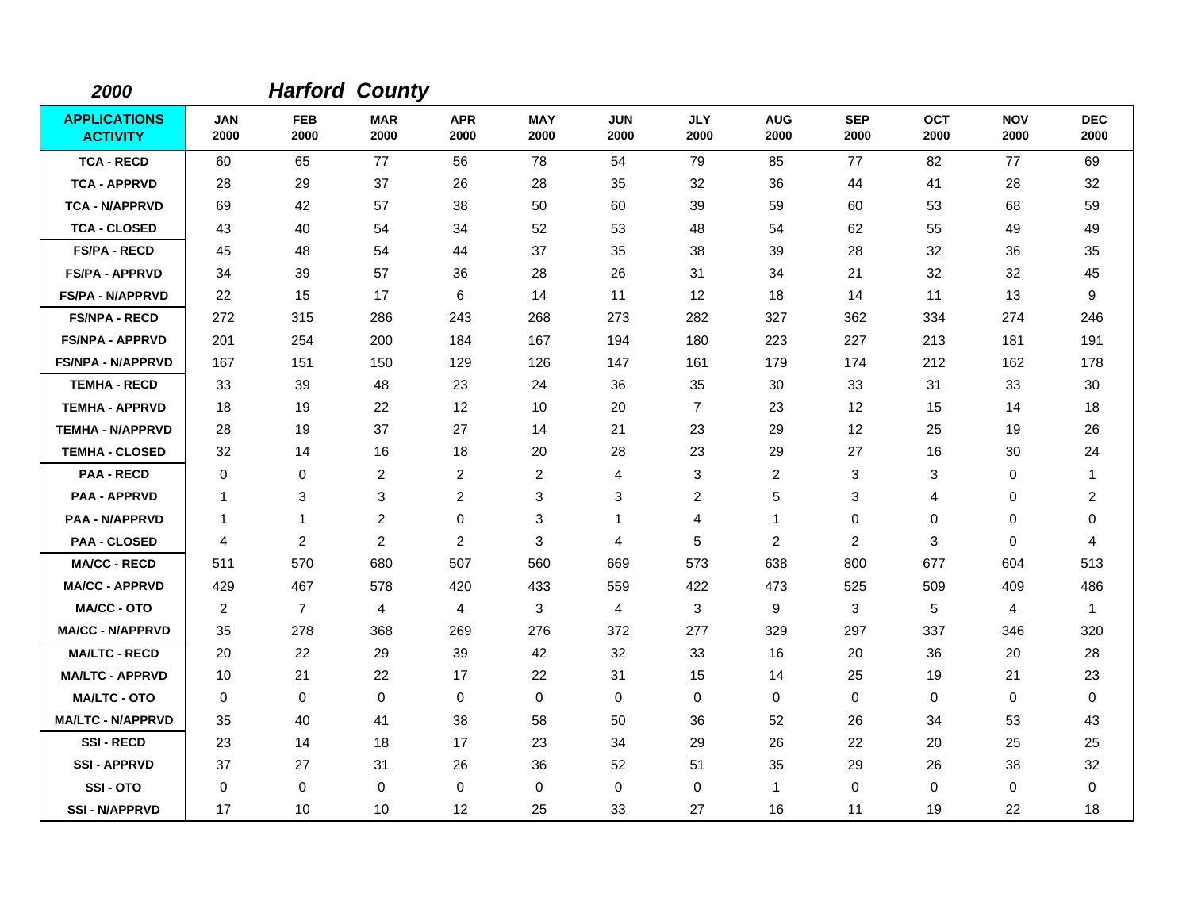**2000** **Harford County**

| APPLICATIONS ACTIVITY | JAN 2000 | FEB 2000 | MAR 2000 | APR 2000 | MAY 2000 | JUN 2000 | JLY 2000 | AUG 2000 | SEP 2000 | OCT 2000 | NOV 2000 | DEC 2000 |
|---|---|---|---|---|---|---|---|---|---|---|---|---|
| TCA - RECD | 60 | 65 | 77 | 56 | 78 | 54 | 79 | 85 | 77 | 82 | 77 | 69 |
| TCA - APPRVD | 28 | 29 | 37 | 26 | 28 | 35 | 32 | 36 | 44 | 41 | 28 | 32 |
| TCA - N/APPRVD | 69 | 42 | 57 | 38 | 50 | 60 | 39 | 59 | 60 | 53 | 68 | 59 |
| TCA - CLOSED | 43 | 40 | 54 | 34 | 52 | 53 | 48 | 54 | 62 | 55 | 49 | 49 |
| FS/PA - RECD | 45 | 48 | 54 | 44 | 37 | 35 | 38 | 39 | 28 | 32 | 36 | 35 |
| FS/PA - APPRVD | 34 | 39 | 57 | 36 | 28 | 26 | 31 | 34 | 21 | 32 | 32 | 45 |
| FS/PA - N/APPRVD | 22 | 15 | 17 | 6 | 14 | 11 | 12 | 18 | 14 | 11 | 13 | 9 |
| FS/NPA - RECD | 272 | 315 | 286 | 243 | 268 | 273 | 282 | 327 | 362 | 334 | 274 | 246 |
| FS/NPA - APPRVD | 201 | 254 | 200 | 184 | 167 | 194 | 180 | 223 | 227 | 213 | 181 | 191 |
| FS/NPA - N/APPRVD | 167 | 151 | 150 | 129 | 126 | 147 | 161 | 179 | 174 | 212 | 162 | 178 |
| TEMHA - RECD | 33 | 39 | 48 | 23 | 24 | 36 | 35 | 30 | 33 | 31 | 33 | 30 |
| TEMHA - APPRVD | 18 | 19 | 22 | 12 | 10 | 20 | 7 | 23 | 12 | 15 | 14 | 18 |
| TEMHA - N/APPRVD | 28 | 19 | 37 | 27 | 14 | 21 | 23 | 29 | 12 | 25 | 19 | 26 |
| TEMHA - CLOSED | 32 | 14 | 16 | 18 | 20 | 28 | 23 | 29 | 27 | 16 | 30 | 24 |
| PAA - RECD | 0 | 0 | 2 | 2 | 2 | 4 | 3 | 2 | 3 | 3 | 0 | 1 |
| PAA - APPRVD | 1 | 3 | 3 | 2 | 3 | 3 | 2 | 5 | 3 | 4 | 0 | 2 |
| PAA - N/APPRVD | 1 | 1 | 2 | 0 | 3 | 1 | 4 | 1 | 0 | 0 | 0 | 0 |
| PAA - CLOSED | 4 | 2 | 2 | 2 | 3 | 4 | 5 | 2 | 2 | 3 | 0 | 4 |
| MA/CC - RECD | 511 | 570 | 680 | 507 | 560 | 669 | 573 | 638 | 800 | 677 | 604 | 513 |
| MA/CC - APPRVD | 429 | 467 | 578 | 420 | 433 | 559 | 422 | 473 | 525 | 509 | 409 | 486 |
| MA/CC - OTO | 2 | 7 | 4 | 4 | 3 | 4 | 3 | 9 | 3 | 5 | 4 | 1 |
| MA/CC - N/APPRVD | 35 | 278 | 368 | 269 | 276 | 372 | 277 | 329 | 297 | 337 | 346 | 320 |
| MA/LTC - RECD | 20 | 22 | 29 | 39 | 42 | 32 | 33 | 16 | 20 | 36 | 20 | 28 |
| MA/LTC - APPRVD | 10 | 21 | 22 | 17 | 22 | 31 | 15 | 14 | 25 | 19 | 21 | 23 |
| MA/LTC - OTO | 0 | 0 | 0 | 0 | 0 | 0 | 0 | 0 | 0 | 0 | 0 | 0 |
| MA/LTC - N/APPRVD | 35 | 40 | 41 | 38 | 58 | 50 | 36 | 52 | 26 | 34 | 53 | 43 |
| SSI - RECD | 23 | 14 | 18 | 17 | 23 | 34 | 29 | 26 | 22 | 20 | 25 | 25 |
| SSI - APPRVD | 37 | 27 | 31 | 26 | 36 | 52 | 51 | 35 | 29 | 26 | 38 | 32 |
| SSI - OTO | 0 | 0 | 0 | 0 | 0 | 0 | 0 | 1 | 0 | 0 | 0 | 0 |
| SSI - N/APPRVD | 17 | 10 | 10 | 12 | 25 | 33 | 27 | 16 | 11 | 19 | 22 | 18 |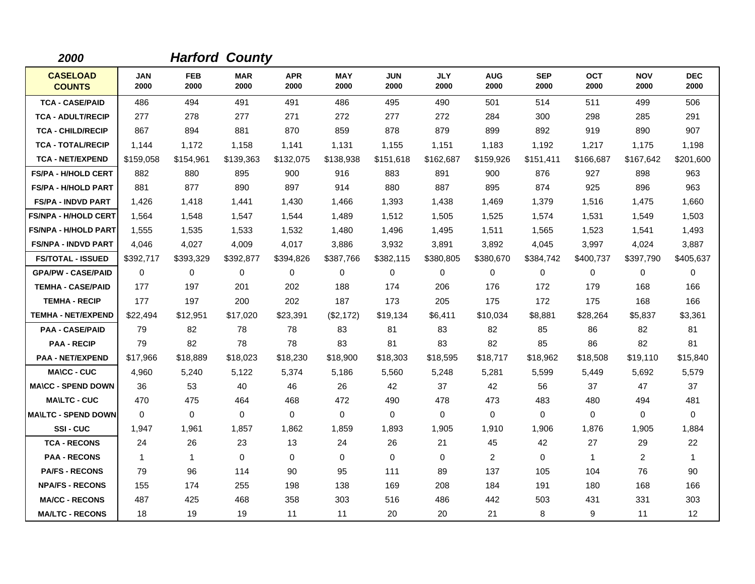**2000** **Harford County**

| CASELOAD COUNTS | JAN 2000 | FEB 2000 | MAR 2000 | APR 2000 | MAY 2000 | JUN 2000 | JLY 2000 | AUG 2000 | SEP 2000 | OCT 2000 | NOV 2000 | DEC 2000 |
|---|---|---|---|---|---|---|---|---|---|---|---|---|
| TCA - CASE/PAID | 486 | 494 | 491 | 491 | 486 | 495 | 490 | 501 | 514 | 511 | 499 | 506 |
| TCA - ADULT/RECIP | 277 | 278 | 277 | 271 | 272 | 277 | 272 | 284 | 300 | 298 | 285 | 291 |
| TCA - CHILD/RECIP | 867 | 894 | 881 | 870 | 859 | 878 | 879 | 899 | 892 | 919 | 890 | 907 |
| TCA - TOTAL/RECIP | 1,144 | 1,172 | 1,158 | 1,141 | 1,131 | 1,155 | 1,151 | 1,183 | 1,192 | 1,217 | 1,175 | 1,198 |
| TCA - NET/EXPEND | $159,058 | $154,961 | $139,363 | $132,075 | $138,938 | $151,618 | $162,687 | $159,926 | $151,411 | $166,687 | $167,642 | $201,600 |
| FS/PA - H/HOLD CERT | 882 | 880 | 895 | 900 | 916 | 883 | 891 | 900 | 876 | 927 | 898 | 963 |
| FS/PA - H/HOLD PART | 881 | 877 | 890 | 897 | 914 | 880 | 887 | 895 | 874 | 925 | 896 | 963 |
| FS/PA - INDVD PART | 1,426 | 1,418 | 1,441 | 1,430 | 1,466 | 1,393 | 1,438 | 1,469 | 1,379 | 1,516 | 1,475 | 1,660 |
| FS/NPA - H/HOLD CERT | 1,564 | 1,548 | 1,547 | 1,544 | 1,489 | 1,512 | 1,505 | 1,525 | 1,574 | 1,531 | 1,549 | 1,503 |
| FS/NPA - H/HOLD PART | 1,555 | 1,535 | 1,533 | 1,532 | 1,480 | 1,496 | 1,495 | 1,511 | 1,565 | 1,523 | 1,541 | 1,493 |
| FS/NPA - INDVD PART | 4,046 | 4,027 | 4,009 | 4,017 | 3,886 | 3,932 | 3,891 | 3,892 | 4,045 | 3,997 | 4,024 | 3,887 |
| FS/TOTAL - ISSUED | $392,717 | $393,329 | $392,877 | $394,826 | $387,766 | $382,115 | $380,805 | $380,670 | $384,742 | $400,737 | $397,790 | $405,637 |
| GPA/PW - CASE/PAID | 0 | 0 | 0 | 0 | 0 | 0 | 0 | 0 | 0 | 0 | 0 | 0 |
| TEMHA - CASE/PAID | 177 | 197 | 201 | 202 | 188 | 174 | 206 | 176 | 172 | 179 | 168 | 166 |
| TEMHA - RECIP | 177 | 197 | 200 | 202 | 187 | 173 | 205 | 175 | 172 | 175 | 168 | 166 |
| TEMHA - NET/EXPEND | $22,494 | $12,951 | $17,020 | $23,391 | ($2,172) | $19,134 | $6,411 | $10,034 | $8,881 | $28,264 | $5,837 | $3,361 |
| PAA - CASE/PAID | 79 | 82 | 78 | 78 | 83 | 81 | 83 | 82 | 85 | 86 | 82 | 81 |
| PAA - RECIP | 79 | 82 | 78 | 78 | 83 | 81 | 83 | 82 | 85 | 86 | 82 | 81 |
| PAA - NET/EXPEND | $17,966 | $18,889 | $18,023 | $18,230 | $18,900 | $18,303 | $18,595 | $18,717 | $18,962 | $18,508 | $19,110 | $15,840 |
| MA\CC - CUC | 4,960 | 5,240 | 5,122 | 5,374 | 5,186 | 5,560 | 5,248 | 5,281 | 5,599 | 5,449 | 5,692 | 5,579 |
| MA\CC - SPEND DOWN | 36 | 53 | 40 | 46 | 26 | 42 | 37 | 42 | 56 | 37 | 47 | 37 |
| MA\LTC - CUC | 470 | 475 | 464 | 468 | 472 | 490 | 478 | 473 | 483 | 480 | 494 | 481 |
| MA\LTC - SPEND DOWN | 0 | 0 | 0 | 0 | 0 | 0 | 0 | 0 | 0 | 0 | 0 | 0 |
| SSI - CUC | 1,947 | 1,961 | 1,857 | 1,862 | 1,859 | 1,893 | 1,905 | 1,910 | 1,906 | 1,876 | 1,905 | 1,884 |
| TCA - RECONS | 24 | 26 | 23 | 13 | 24 | 26 | 21 | 45 | 42 | 27 | 29 | 22 |
| PAA - RECONS | 1 | 1 | 0 | 0 | 0 | 0 | 0 | 2 | 0 | 1 | 2 | 1 |
| PA/FS - RECONS | 79 | 96 | 114 | 90 | 95 | 111 | 89 | 137 | 105 | 104 | 76 | 90 |
| NPA/FS - RECONS | 155 | 174 | 255 | 198 | 138 | 169 | 208 | 184 | 191 | 180 | 168 | 166 |
| MA/CC - RECONS | 487 | 425 | 468 | 358 | 303 | 516 | 486 | 442 | 503 | 431 | 331 | 303 |
| MA/LTC - RECONS | 18 | 19 | 19 | 11 | 11 | 20 | 20 | 21 | 8 | 9 | 11 | 12 |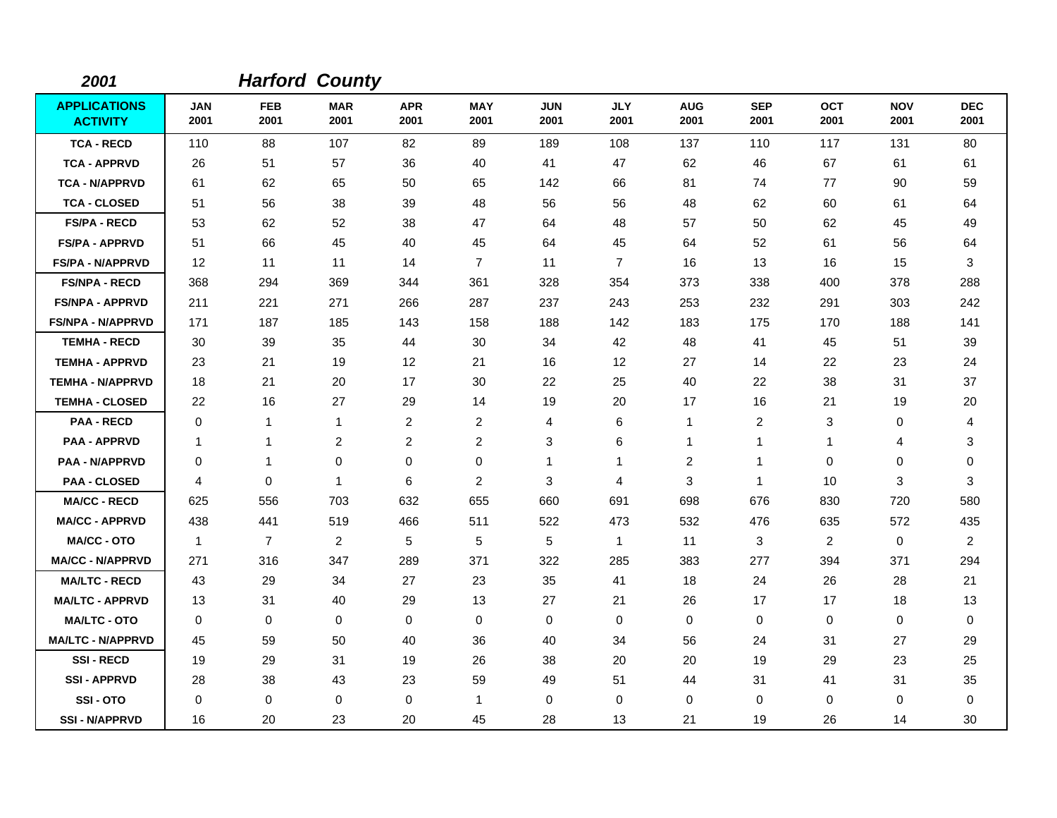**2001** **Harford County**

| APPLICATIONS ACTIVITY | JAN 2001 | FEB 2001 | MAR 2001 | APR 2001 | MAY 2001 | JUN 2001 | JLY 2001 | AUG 2001 | SEP 2001 | OCT 2001 | NOV 2001 | DEC 2001 |
|---|---|---|---|---|---|---|---|---|---|---|---|---|
| TCA - RECD | 110 | 88 | 107 | 82 | 89 | 189 | 108 | 137 | 110 | 117 | 131 | 80 |
| TCA - APPRVD | 26 | 51 | 57 | 36 | 40 | 41 | 47 | 62 | 46 | 67 | 61 | 61 |
| TCA - N/APPRVD | 61 | 62 | 65 | 50 | 65 | 142 | 66 | 81 | 74 | 77 | 90 | 59 |
| TCA - CLOSED | 51 | 56 | 38 | 39 | 48 | 56 | 56 | 48 | 62 | 60 | 61 | 64 |
| FS/PA - RECD | 53 | 62 | 52 | 38 | 47 | 64 | 48 | 57 | 50 | 62 | 45 | 49 |
| FS/PA - APPRVD | 51 | 66 | 45 | 40 | 45 | 64 | 45 | 64 | 52 | 61 | 56 | 64 |
| FS/PA - N/APPRVD | 12 | 11 | 11 | 14 | 7 | 11 | 7 | 16 | 13 | 16 | 15 | 3 |
| FS/NPA - RECD | 368 | 294 | 369 | 344 | 361 | 328 | 354 | 373 | 338 | 400 | 378 | 288 |
| FS/NPA - APPRVD | 211 | 221 | 271 | 266 | 287 | 237 | 243 | 253 | 232 | 291 | 303 | 242 |
| FS/NPA - N/APPRVD | 171 | 187 | 185 | 143 | 158 | 188 | 142 | 183 | 175 | 170 | 188 | 141 |
| TEMHA - RECD | 30 | 39 | 35 | 44 | 30 | 34 | 42 | 48 | 41 | 45 | 51 | 39 |
| TEMHA - APPRVD | 23 | 21 | 19 | 12 | 21 | 16 | 12 | 27 | 14 | 22 | 23 | 24 |
| TEMHA - N/APPRVD | 18 | 21 | 20 | 17 | 30 | 22 | 25 | 40 | 22 | 38 | 31 | 37 |
| TEMHA - CLOSED | 22 | 16 | 27 | 29 | 14 | 19 | 20 | 17 | 16 | 21 | 19 | 20 |
| PAA - RECD | 0 | 1 | 1 | 2 | 2 | 4 | 6 | 1 | 2 | 3 | 0 | 4 |
| PAA - APPRVD | 1 | 1 | 2 | 2 | 2 | 3 | 6 | 1 | 1 | 1 | 4 | 3 |
| PAA - N/APPRVD | 0 | 1 | 0 | 0 | 0 | 1 | 1 | 2 | 1 | 0 | 0 | 0 |
| PAA - CLOSED | 4 | 0 | 1 | 6 | 2 | 3 | 4 | 3 | 1 | 10 | 3 | 3 |
| MA/CC - RECD | 625 | 556 | 703 | 632 | 655 | 660 | 691 | 698 | 676 | 830 | 720 | 580 |
| MA/CC - APPRVD | 438 | 441 | 519 | 466 | 511 | 522 | 473 | 532 | 476 | 635 | 572 | 435 |
| MA/CC - OTO | 1 | 7 | 2 | 5 | 5 | 5 | 1 | 11 | 3 | 2 | 0 | 2 |
| MA/CC - N/APPRVD | 271 | 316 | 347 | 289 | 371 | 322 | 285 | 383 | 277 | 394 | 371 | 294 |
| MA/LTC - RECD | 43 | 29 | 34 | 27 | 23 | 35 | 41 | 18 | 24 | 26 | 28 | 21 |
| MA/LTC - APPRVD | 13 | 31 | 40 | 29 | 13 | 27 | 21 | 26 | 17 | 17 | 18 | 13 |
| MA/LTC - OTO | 0 | 0 | 0 | 0 | 0 | 0 | 0 | 0 | 0 | 0 | 0 | 0 |
| MA/LTC - N/APPRVD | 45 | 59 | 50 | 40 | 36 | 40 | 34 | 56 | 24 | 31 | 27 | 29 |
| SSI - RECD | 19 | 29 | 31 | 19 | 26 | 38 | 20 | 20 | 19 | 29 | 23 | 25 |
| SSI - APPRVD | 28 | 38 | 43 | 23 | 59 | 49 | 51 | 44 | 31 | 41 | 31 | 35 |
| SSI - OTO | 0 | 0 | 0 | 0 | 1 | 0 | 0 | 0 | 0 | 0 | 0 | 0 |
| SSI - N/APPRVD | 16 | 20 | 23 | 20 | 45 | 28 | 13 | 21 | 19 | 26 | 14 | 30 |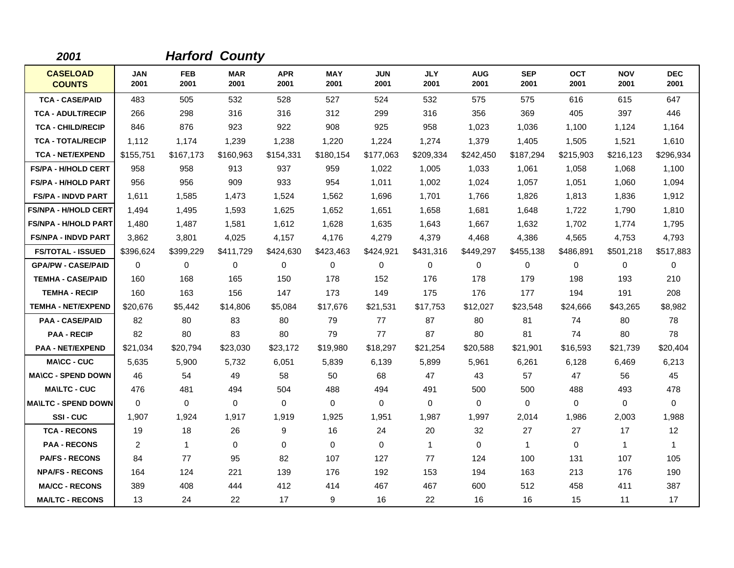**2001** **Harford County**

| CASELOAD COUNTS | JAN 2001 | FEB 2001 | MAR 2001 | APR 2001 | MAY 2001 | JUN 2001 | JLY 2001 | AUG 2001 | SEP 2001 | OCT 2001 | NOV 2001 | DEC 2001 |
|---|---|---|---|---|---|---|---|---|---|---|---|---|
| TCA - CASE/PAID | 483 | 505 | 532 | 528 | 527 | 524 | 532 | 575 | 575 | 616 | 615 | 647 |
| TCA - ADULT/RECIP | 266 | 298 | 316 | 316 | 312 | 299 | 316 | 356 | 369 | 405 | 397 | 446 |
| TCA - CHILD/RECIP | 846 | 876 | 923 | 922 | 908 | 925 | 958 | 1,023 | 1,036 | 1,100 | 1,124 | 1,164 |
| TCA - TOTAL/RECIP | 1,112 | 1,174 | 1,239 | 1,238 | 1,220 | 1,224 | 1,274 | 1,379 | 1,405 | 1,505 | 1,521 | 1,610 |
| TCA - NET/EXPEND | $155,751 | $167,173 | $160,963 | $154,331 | $180,154 | $177,063 | $209,334 | $242,450 | $187,294 | $215,903 | $216,123 | $296,934 |
| FS/PA - H/HOLD CERT | 958 | 958 | 913 | 937 | 959 | 1,022 | 1,005 | 1,033 | 1,061 | 1,058 | 1,068 | 1,100 |
| FS/PA - H/HOLD PART | 956 | 956 | 909 | 933 | 954 | 1,011 | 1,002 | 1,024 | 1,057 | 1,051 | 1,060 | 1,094 |
| FS/PA - INDVD PART | 1,611 | 1,585 | 1,473 | 1,524 | 1,562 | 1,696 | 1,701 | 1,766 | 1,826 | 1,813 | 1,836 | 1,912 |
| FS/NPA - H/HOLD CERT | 1,494 | 1,495 | 1,593 | 1,625 | 1,652 | 1,651 | 1,658 | 1,681 | 1,648 | 1,722 | 1,790 | 1,810 |
| FS/NPA - H/HOLD PART | 1,480 | 1,487 | 1,581 | 1,612 | 1,628 | 1,635 | 1,643 | 1,667 | 1,632 | 1,702 | 1,774 | 1,795 |
| FS/NPA - INDVD PART | 3,862 | 3,801 | 4,025 | 4,157 | 4,176 | 4,279 | 4,379 | 4,468 | 4,386 | 4,565 | 4,753 | 4,793 |
| FS/TOTAL - ISSUED | $396,624 | $399,229 | $411,729 | $424,630 | $423,463 | $424,921 | $431,316 | $449,297 | $455,138 | $486,891 | $501,218 | $517,883 |
| GPA/PW - CASE/PAID | 0 | 0 | 0 | 0 | 0 | 0 | 0 | 0 | 0 | 0 | 0 | 0 |
| TEMHA - CASE/PAID | 160 | 168 | 165 | 150 | 178 | 152 | 176 | 178 | 179 | 198 | 193 | 210 |
| TEMHA - RECIP | 160 | 163 | 156 | 147 | 173 | 149 | 175 | 176 | 177 | 194 | 191 | 208 |
| TEMHA - NET/EXPEND | $20,676 | $5,442 | $14,806 | $5,084 | $17,676 | $21,531 | $17,753 | $12,027 | $23,548 | $24,666 | $43,265 | $8,982 |
| PAA - CASE/PAID | 82 | 80 | 83 | 80 | 79 | 77 | 87 | 80 | 81 | 74 | 80 | 78 |
| PAA - RECIP | 82 | 80 | 83 | 80 | 79 | 77 | 87 | 80 | 81 | 74 | 80 | 78 |
| PAA - NET/EXPEND | $21,034 | $20,794 | $23,030 | $23,172 | $19,980 | $18,297 | $21,254 | $20,588 | $21,901 | $16,593 | $21,739 | $20,404 |
| MA\CC - CUC | 5,635 | 5,900 | 5,732 | 6,051 | 5,839 | 6,139 | 5,899 | 5,961 | 6,261 | 6,128 | 6,469 | 6,213 |
| MA\CC - SPEND DOWN | 46 | 54 | 49 | 58 | 50 | 68 | 47 | 43 | 57 | 47 | 56 | 45 |
| MA\LTC - CUC | 476 | 481 | 494 | 504 | 488 | 494 | 491 | 500 | 500 | 488 | 493 | 478 |
| MA\LTC - SPEND DOWN | 0 | 0 | 0 | 0 | 0 | 0 | 0 | 0 | 0 | 0 | 0 | 0 |
| SSI - CUC | 1,907 | 1,924 | 1,917 | 1,919 | 1,925 | 1,951 | 1,987 | 1,997 | 2,014 | 1,986 | 2,003 | 1,988 |
| TCA - RECONS | 19 | 18 | 26 | 9 | 16 | 24 | 20 | 32 | 27 | 27 | 17 | 12 |
| PAA - RECONS | 2 | 1 | 0 | 0 | 0 | 0 | 1 | 0 | 1 | 0 | 1 | 1 |
| PA/FS - RECONS | 84 | 77 | 95 | 82 | 107 | 127 | 77 | 124 | 100 | 131 | 107 | 105 |
| NPA/FS - RECONS | 164 | 124 | 221 | 139 | 176 | 192 | 153 | 194 | 163 | 213 | 176 | 190 |
| MA/CC - RECONS | 389 | 408 | 444 | 412 | 414 | 467 | 467 | 600 | 512 | 458 | 411 | 387 |
| MA/LTC - RECONS | 13 | 24 | 22 | 17 | 9 | 16 | 22 | 16 | 16 | 15 | 11 | 17 |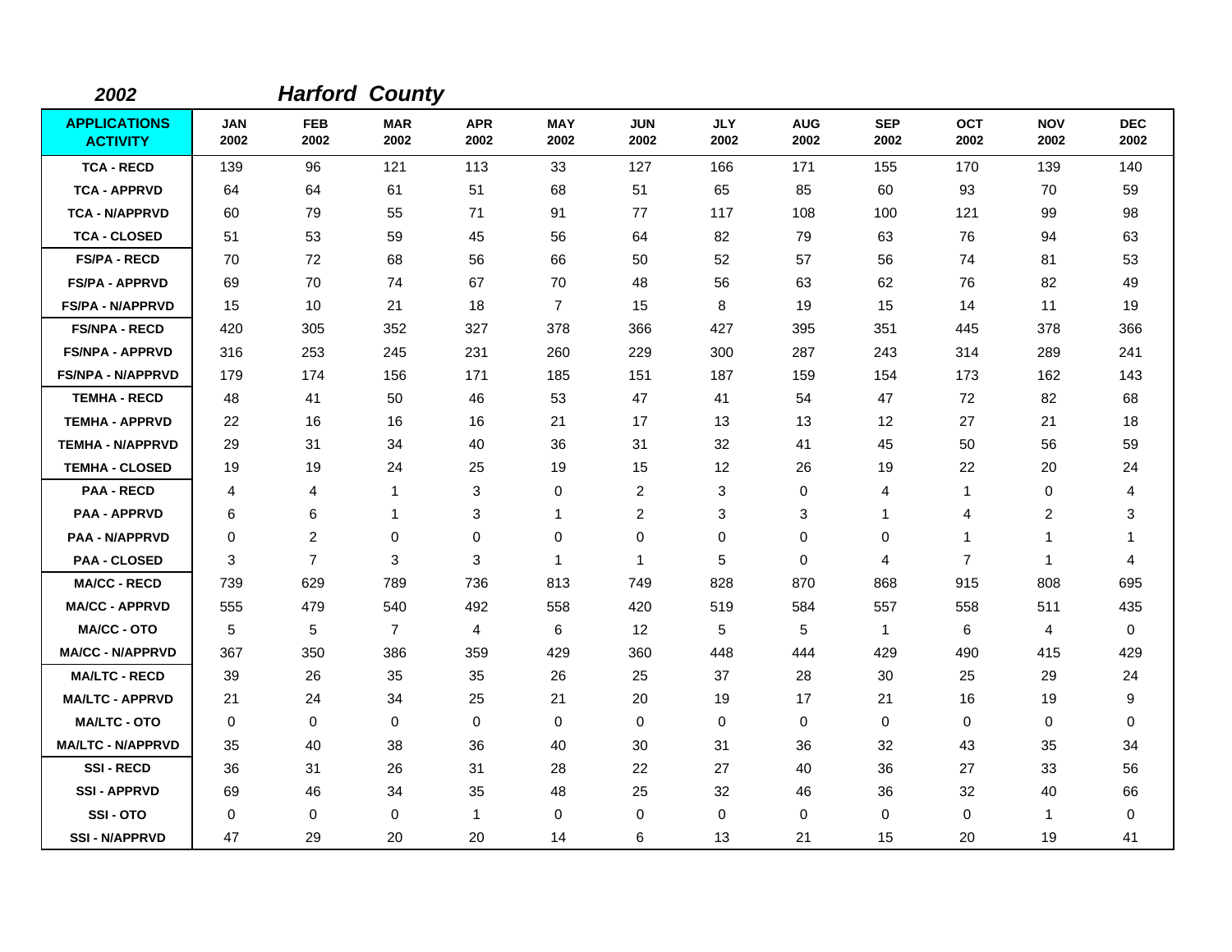***2002*** ***Harford County***

| APPLICATIONS ACTIVITY | JAN 2002 | FEB 2002 | MAR 2002 | APR 2002 | MAY 2002 | JUN 2002 | JLY 2002 | AUG 2002 | SEP 2002 | OCT 2002 | NOV 2002 | DEC 2002 |
|---|---|---|---|---|---|---|---|---|---|---|---|---|
| TCA - RECD | 139 | 96 | 121 | 113 | 33 | 127 | 166 | 171 | 155 | 170 | 139 | 140 |
| TCA - APPRVD | 64 | 64 | 61 | 51 | 68 | 51 | 65 | 85 | 60 | 93 | 70 | 59 |
| TCA - N/APPRVD | 60 | 79 | 55 | 71 | 91 | 77 | 117 | 108 | 100 | 121 | 99 | 98 |
| TCA - CLOSED | 51 | 53 | 59 | 45 | 56 | 64 | 82 | 79 | 63 | 76 | 94 | 63 |
| FS/PA - RECD | 70 | 72 | 68 | 56 | 66 | 50 | 52 | 57 | 56 | 74 | 81 | 53 |
| FS/PA - APPRVD | 69 | 70 | 74 | 67 | 70 | 48 | 56 | 63 | 62 | 76 | 82 | 49 |
| FS/PA - N/APPRVD | 15 | 10 | 21 | 18 | 7 | 15 | 8 | 19 | 15 | 14 | 11 | 19 |
| FS/NPA - RECD | 420 | 305 | 352 | 327 | 378 | 366 | 427 | 395 | 351 | 445 | 378 | 366 |
| FS/NPA - APPRVD | 316 | 253 | 245 | 231 | 260 | 229 | 300 | 287 | 243 | 314 | 289 | 241 |
| FS/NPA - N/APPRVD | 179 | 174 | 156 | 171 | 185 | 151 | 187 | 159 | 154 | 173 | 162 | 143 |
| TEMHA - RECD | 48 | 41 | 50 | 46 | 53 | 47 | 41 | 54 | 47 | 72 | 82 | 68 |
| TEMHA - APPRVD | 22 | 16 | 16 | 16 | 21 | 17 | 13 | 13 | 12 | 27 | 21 | 18 |
| TEMHA - N/APPRVD | 29 | 31 | 34 | 40 | 36 | 31 | 32 | 41 | 45 | 50 | 56 | 59 |
| TEMHA - CLOSED | 19 | 19 | 24 | 25 | 19 | 15 | 12 | 26 | 19 | 22 | 20 | 24 |
| PAA - RECD | 4 | 4 | 1 | 3 | 0 | 2 | 3 | 0 | 4 | 1 | 0 | 4 |
| PAA - APPRVD | 6 | 6 | 1 | 3 | 1 | 2 | 3 | 3 | 1 | 4 | 2 | 3 |
| PAA - N/APPRVD | 0 | 2 | 0 | 0 | 0 | 0 | 0 | 0 | 0 | 1 | 1 | 1 |
| PAA - CLOSED | 3 | 7 | 3 | 3 | 1 | 1 | 5 | 0 | 4 | 7 | 1 | 4 |
| MA/CC - RECD | 739 | 629 | 789 | 736 | 813 | 749 | 828 | 870 | 868 | 915 | 808 | 695 |
| MA/CC - APPRVD | 555 | 479 | 540 | 492 | 558 | 420 | 519 | 584 | 557 | 558 | 511 | 435 |
| MA/CC - OTO | 5 | 5 | 7 | 4 | 6 | 12 | 5 | 5 | 1 | 6 | 4 | 0 |
| MA/CC - N/APPRVD | 367 | 350 | 386 | 359 | 429 | 360 | 448 | 444 | 429 | 490 | 415 | 429 |
| MA/LTC - RECD | 39 | 26 | 35 | 35 | 26 | 25 | 37 | 28 | 30 | 25 | 29 | 24 |
| MA/LTC - APPRVD | 21 | 24 | 34 | 25 | 21 | 20 | 19 | 17 | 21 | 16 | 19 | 9 |
| MA/LTC - OTO | 0 | 0 | 0 | 0 | 0 | 0 | 0 | 0 | 0 | 0 | 0 | 0 |
| MA/LTC - N/APPRVD | 35 | 40 | 38 | 36 | 40 | 30 | 31 | 36 | 32 | 43 | 35 | 34 |
| SSI - RECD | 36 | 31 | 26 | 31 | 28 | 22 | 27 | 40 | 36 | 27 | 33 | 56 |
| SSI - APPRVD | 69 | 46 | 34 | 35 | 48 | 25 | 32 | 46 | 36 | 32 | 40 | 66 |
| SSI - OTO | 0 | 0 | 0 | 1 | 0 | 0 | 0 | 0 | 0 | 0 | 1 | 0 |
| SSI - N/APPRVD | 47 | 29 | 20 | 20 | 14 | 6 | 13 | 21 | 15 | 20 | 19 | 41 |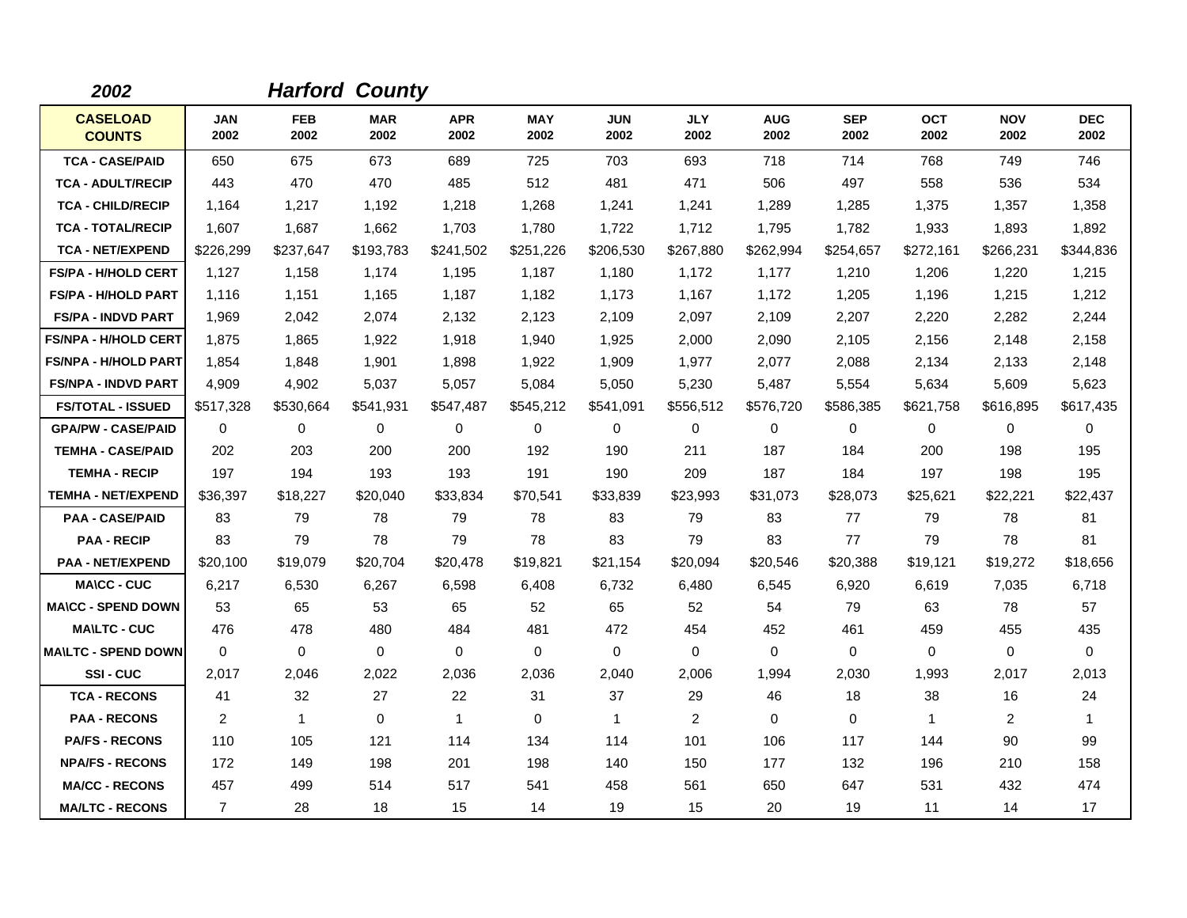## *2002* *Harford County*

| CASELOAD COUNTS | JAN 2002 | FEB 2002 | MAR 2002 | APR 2002 | MAY 2002 | JUN 2002 | JLY 2002 | AUG 2002 | SEP 2002 | OCT 2002 | NOV 2002 | DEC 2002 |
|---|---|---|---|---|---|---|---|---|---|---|---|---|
| TCA - CASE/PAID | 650 | 675 | 673 | 689 | 725 | 703 | 693 | 718 | 714 | 768 | 749 | 746 |
| TCA - ADULT/RECIP | 443 | 470 | 470 | 485 | 512 | 481 | 471 | 506 | 497 | 558 | 536 | 534 |
| TCA - CHILD/RECIP | 1,164 | 1,217 | 1,192 | 1,218 | 1,268 | 1,241 | 1,241 | 1,289 | 1,285 | 1,375 | 1,357 | 1,358 |
| TCA - TOTAL/RECIP | 1,607 | 1,687 | 1,662 | 1,703 | 1,780 | 1,722 | 1,712 | 1,795 | 1,782 | 1,933 | 1,893 | 1,892 |
| TCA - NET/EXPEND | $226,299 | $237,647 | $193,783 | $241,502 | $251,226 | $206,530 | $267,880 | $262,994 | $254,657 | $272,161 | $266,231 | $344,836 |
| FS/PA - H/HOLD CERT | 1,127 | 1,158 | 1,174 | 1,195 | 1,187 | 1,180 | 1,172 | 1,177 | 1,210 | 1,206 | 1,220 | 1,215 |
| FS/PA - H/HOLD PART | 1,116 | 1,151 | 1,165 | 1,187 | 1,182 | 1,173 | 1,167 | 1,172 | 1,205 | 1,196 | 1,215 | 1,212 |
| FS/PA - INDVD PART | 1,969 | 2,042 | 2,074 | 2,132 | 2,123 | 2,109 | 2,097 | 2,109 | 2,207 | 2,220 | 2,282 | 2,244 |
| FS/NPA - H/HOLD CERT | 1,875 | 1,865 | 1,922 | 1,918 | 1,940 | 1,925 | 2,000 | 2,090 | 2,105 | 2,156 | 2,148 | 2,158 |
| FS/NPA - H/HOLD PART | 1,854 | 1,848 | 1,901 | 1,898 | 1,922 | 1,909 | 1,977 | 2,077 | 2,088 | 2,134 | 2,133 | 2,148 |
| FS/NPA - INDVD PART | 4,909 | 4,902 | 5,037 | 5,057 | 5,084 | 5,050 | 5,230 | 5,487 | 5,554 | 5,634 | 5,609 | 5,623 |
| FS/TOTAL - ISSUED | $517,328 | $530,664 | $541,931 | $547,487 | $545,212 | $541,091 | $556,512 | $576,720 | $586,385 | $621,758 | $616,895 | $617,435 |
| GPA/PW - CASE/PAID | 0 | 0 | 0 | 0 | 0 | 0 | 0 | 0 | 0 | 0 | 0 | 0 |
| TEMHA - CASE/PAID | 202 | 203 | 200 | 200 | 192 | 190 | 211 | 187 | 184 | 200 | 198 | 195 |
| TEMHA - RECIP | 197 | 194 | 193 | 193 | 191 | 190 | 209 | 187 | 184 | 197 | 198 | 195 |
| TEMHA - NET/EXPEND | $36,397 | $18,227 | $20,040 | $33,834 | $70,541 | $33,839 | $23,993 | $31,073 | $28,073 | $25,621 | $22,221 | $22,437 |
| PAA - CASE/PAID | 83 | 79 | 78 | 79 | 78 | 83 | 79 | 83 | 77 | 79 | 78 | 81 |
| PAA - RECIP | 83 | 79 | 78 | 79 | 78 | 83 | 79 | 83 | 77 | 79 | 78 | 81 |
| PAA - NET/EXPEND | $20,100 | $19,079 | $20,704 | $20,478 | $19,821 | $21,154 | $20,094 | $20,546 | $20,388 | $19,121 | $19,272 | $18,656 |
| MA\CC - CUC | 6,217 | 6,530 | 6,267 | 6,598 | 6,408 | 6,732 | 6,480 | 6,545 | 6,920 | 6,619 | 7,035 | 6,718 |
| MA\CC - SPEND DOWN | 53 | 65 | 53 | 65 | 52 | 65 | 52 | 54 | 79 | 63 | 78 | 57 |
| MA\LTC - CUC | 476 | 478 | 480 | 484 | 481 | 472 | 454 | 452 | 461 | 459 | 455 | 435 |
| MA\LTC - SPEND DOWN | 0 | 0 | 0 | 0 | 0 | 0 | 0 | 0 | 0 | 0 | 0 | 0 |
| SSI - CUC | 2,017 | 2,046 | 2,022 | 2,036 | 2,036 | 2,040 | 2,006 | 1,994 | 2,030 | 1,993 | 2,017 | 2,013 |
| TCA - RECONS | 41 | 32 | 27 | 22 | 31 | 37 | 29 | 46 | 18 | 38 | 16 | 24 |
| PAA - RECONS | 2 | 1 | 0 | 1 | 0 | 1 | 2 | 0 | 0 | 1 | 2 | 1 |
| PA/FS - RECONS | 110 | 105 | 121 | 114 | 134 | 114 | 101 | 106 | 117 | 144 | 90 | 99 |
| NPA/FS - RECONS | 172 | 149 | 198 | 201 | 198 | 140 | 150 | 177 | 132 | 196 | 210 | 158 |
| MA/CC - RECONS | 457 | 499 | 514 | 517 | 541 | 458 | 561 | 650 | 647 | 531 | 432 | 474 |
| MA/LTC - RECONS | 7 | 28 | 18 | 15 | 14 | 19 | 15 | 20 | 19 | 11 | 14 | 17 |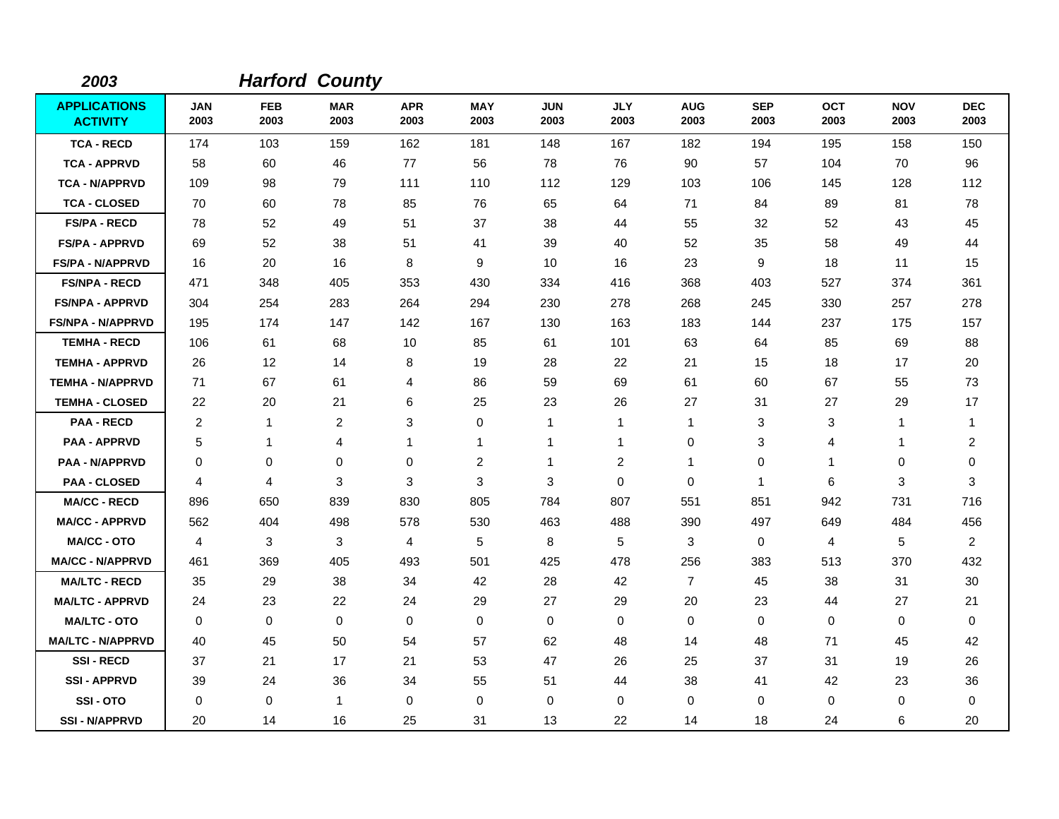**2003** **Harford County**

| APPLICATIONS ACTIVITY | JAN 2003 | FEB 2003 | MAR 2003 | APR 2003 | MAY 2003 | JUN 2003 | JLY 2003 | AUG 2003 | SEP 2003 | OCT 2003 | NOV 2003 | DEC 2003 |
|---|---|---|---|---|---|---|---|---|---|---|---|---|
| TCA - RECD | 174 | 103 | 159 | 162 | 181 | 148 | 167 | 182 | 194 | 195 | 158 | 150 |
| TCA - APPRVD | 58 | 60 | 46 | 77 | 56 | 78 | 76 | 90 | 57 | 104 | 70 | 96 |
| TCA - N/APPRVD | 109 | 98 | 79 | 111 | 110 | 112 | 129 | 103 | 106 | 145 | 128 | 112 |
| TCA - CLOSED | 70 | 60 | 78 | 85 | 76 | 65 | 64 | 71 | 84 | 89 | 81 | 78 |
| FS/PA - RECD | 78 | 52 | 49 | 51 | 37 | 38 | 44 | 55 | 32 | 52 | 43 | 45 |
| FS/PA - APPRVD | 69 | 52 | 38 | 51 | 41 | 39 | 40 | 52 | 35 | 58 | 49 | 44 |
| FS/PA - N/APPRVD | 16 | 20 | 16 | 8 | 9 | 10 | 16 | 23 | 9 | 18 | 11 | 15 |
| FS/NPA - RECD | 471 | 348 | 405 | 353 | 430 | 334 | 416 | 368 | 403 | 527 | 374 | 361 |
| FS/NPA - APPRVD | 304 | 254 | 283 | 264 | 294 | 230 | 278 | 268 | 245 | 330 | 257 | 278 |
| FS/NPA - N/APPRVD | 195 | 174 | 147 | 142 | 167 | 130 | 163 | 183 | 144 | 237 | 175 | 157 |
| TEMHA - RECD | 106 | 61 | 68 | 10 | 85 | 61 | 101 | 63 | 64 | 85 | 69 | 88 |
| TEMHA - APPRVD | 26 | 12 | 14 | 8 | 19 | 28 | 22 | 21 | 15 | 18 | 17 | 20 |
| TEMHA - N/APPRVD | 71 | 67 | 61 | 4 | 86 | 59 | 69 | 61 | 60 | 67 | 55 | 73 |
| TEMHA - CLOSED | 22 | 20 | 21 | 6 | 25 | 23 | 26 | 27 | 31 | 27 | 29 | 17 |
| PAA - RECD | 2 | 1 | 2 | 3 | 0 | 1 | 1 | 1 | 3 | 3 | 1 | 1 |
| PAA - APPRVD | 5 | 1 | 4 | 1 | 1 | 1 | 1 | 0 | 3 | 4 | 1 | 2 |
| PAA - N/APPRVD | 0 | 0 | 0 | 0 | 2 | 1 | 2 | 1 | 0 | 1 | 0 | 0 |
| PAA - CLOSED | 4 | 4 | 3 | 3 | 3 | 3 | 0 | 0 | 1 | 6 | 3 | 3 |
| MA/CC - RECD | 896 | 650 | 839 | 830 | 805 | 784 | 807 | 551 | 851 | 942 | 731 | 716 |
| MA/CC - APPRVD | 562 | 404 | 498 | 578 | 530 | 463 | 488 | 390 | 497 | 649 | 484 | 456 |
| MA/CC - OTO | 4 | 3 | 3 | 4 | 5 | 8 | 5 | 3 | 0 | 4 | 5 | 2 |
| MA/CC - N/APPRVD | 461 | 369 | 405 | 493 | 501 | 425 | 478 | 256 | 383 | 513 | 370 | 432 |
| MA/LTC - RECD | 35 | 29 | 38 | 34 | 42 | 28 | 42 | 7 | 45 | 38 | 31 | 30 |
| MA/LTC - APPRVD | 24 | 23 | 22 | 24 | 29 | 27 | 29 | 20 | 23 | 44 | 27 | 21 |
| MA/LTC - OTO | 0 | 0 | 0 | 0 | 0 | 0 | 0 | 0 | 0 | 0 | 0 | 0 |
| MA/LTC - N/APPRVD | 40 | 45 | 50 | 54 | 57 | 62 | 48 | 14 | 48 | 71 | 45 | 42 |
| SSI - RECD | 37 | 21 | 17 | 21 | 53 | 47 | 26 | 25 | 37 | 31 | 19 | 26 |
| SSI - APPRVD | 39 | 24 | 36 | 34 | 55 | 51 | 44 | 38 | 41 | 42 | 23 | 36 |
| SSI - OTO | 0 | 0 | 1 | 0 | 0 | 0 | 0 | 0 | 0 | 0 | 0 | 0 |
| SSI - N/APPRVD | 20 | 14 | 16 | 25 | 31 | 13 | 22 | 14 | 18 | 24 | 6 | 20 |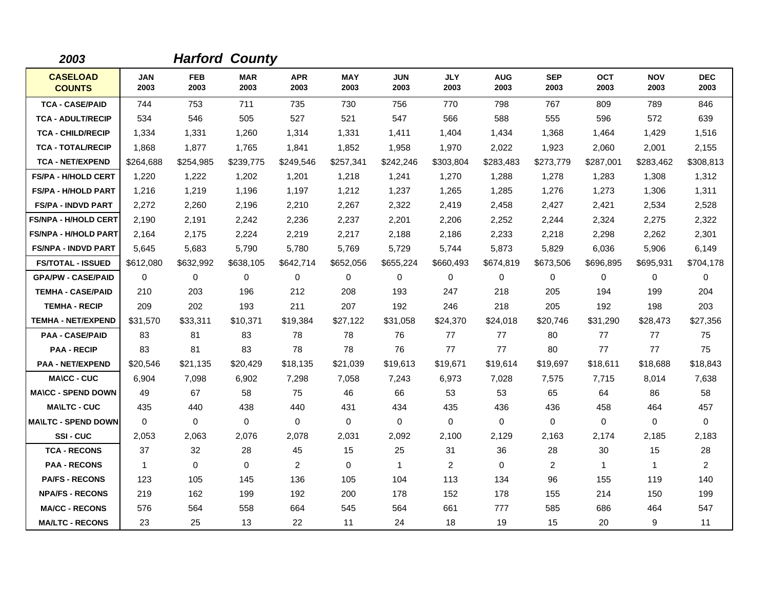**2003** **Harford County**

| CASELOAD COUNTS | JAN 2003 | FEB 2003 | MAR 2003 | APR 2003 | MAY 2003 | JUN 2003 | JLY 2003 | AUG 2003 | SEP 2003 | OCT 2003 | NOV 2003 | DEC 2003 |
|---|---|---|---|---|---|---|---|---|---|---|---|---|
| TCA - CASE/PAID | 744 | 753 | 711 | 735 | 730 | 756 | 770 | 798 | 767 | 809 | 789 | 846 |
| TCA - ADULT/RECIP | 534 | 546 | 505 | 527 | 521 | 547 | 566 | 588 | 555 | 596 | 572 | 639 |
| TCA - CHILD/RECIP | 1,334 | 1,331 | 1,260 | 1,314 | 1,331 | 1,411 | 1,404 | 1,434 | 1,368 | 1,464 | 1,429 | 1,516 |
| TCA - TOTAL/RECIP | 1,868 | 1,877 | 1,765 | 1,841 | 1,852 | 1,958 | 1,970 | 2,022 | 1,923 | 2,060 | 2,001 | 2,155 |
| TCA - NET/EXPEND | $264,688 | $254,985 | $239,775 | $249,546 | $257,341 | $242,246 | $303,804 | $283,483 | $273,779 | $287,001 | $283,462 | $308,813 |
| FS/PA - H/HOLD CERT | 1,220 | 1,222 | 1,202 | 1,201 | 1,218 | 1,241 | 1,270 | 1,288 | 1,278 | 1,283 | 1,308 | 1,312 |
| FS/PA - H/HOLD PART | 1,216 | 1,219 | 1,196 | 1,197 | 1,212 | 1,237 | 1,265 | 1,285 | 1,276 | 1,273 | 1,306 | 1,311 |
| FS/PA - INDVD PART | 2,272 | 2,260 | 2,196 | 2,210 | 2,267 | 2,322 | 2,419 | 2,458 | 2,427 | 2,421 | 2,534 | 2,528 |
| FS/NPA - H/HOLD CERT | 2,190 | 2,191 | 2,242 | 2,236 | 2,237 | 2,201 | 2,206 | 2,252 | 2,244 | 2,324 | 2,275 | 2,322 |
| FS/NPA - H/HOLD PART | 2,164 | 2,175 | 2,224 | 2,219 | 2,217 | 2,188 | 2,186 | 2,233 | 2,218 | 2,298 | 2,262 | 2,301 |
| FS/NPA - INDVD PART | 5,645 | 5,683 | 5,790 | 5,780 | 5,769 | 5,729 | 5,744 | 5,873 | 5,829 | 6,036 | 5,906 | 6,149 |
| FS/TOTAL - ISSUED | $612,080 | $632,992 | $638,105 | $642,714 | $652,056 | $655,224 | $660,493 | $674,819 | $673,506 | $696,895 | $695,931 | $704,178 |
| GPA/PW - CASE/PAID | 0 | 0 | 0 | 0 | 0 | 0 | 0 | 0 | 0 | 0 | 0 | 0 |
| TEMHA - CASE/PAID | 210 | 203 | 196 | 212 | 208 | 193 | 247 | 218 | 205 | 194 | 199 | 204 |
| TEMHA - RECIP | 209 | 202 | 193 | 211 | 207 | 192 | 246 | 218 | 205 | 192 | 198 | 203 |
| TEMHA - NET/EXPEND | $31,570 | $33,311 | $10,371 | $19,384 | $27,122 | $31,058 | $24,370 | $24,018 | $20,746 | $31,290 | $28,473 | $27,356 |
| PAA - CASE/PAID | 83 | 81 | 83 | 78 | 78 | 76 | 77 | 77 | 80 | 77 | 77 | 75 |
| PAA - RECIP | 83 | 81 | 83 | 78 | 78 | 76 | 77 | 77 | 80 | 77 | 77 | 75 |
| PAA - NET/EXPEND | $20,546 | $21,135 | $20,429 | $18,135 | $21,039 | $19,613 | $19,671 | $19,614 | $19,697 | $18,611 | $18,688 | $18,843 |
| MA\CC - CUC | 6,904 | 7,098 | 6,902 | 7,298 | 7,058 | 7,243 | 6,973 | 7,028 | 7,575 | 7,715 | 8,014 | 7,638 |
| MA\CC - SPEND DOWN | 49 | 67 | 58 | 75 | 46 | 66 | 53 | 53 | 65 | 64 | 86 | 58 |
| MA\LTC - CUC | 435 | 440 | 438 | 440 | 431 | 434 | 435 | 436 | 436 | 458 | 464 | 457 |
| MA\LTC - SPEND DOWN | 0 | 0 | 0 | 0 | 0 | 0 | 0 | 0 | 0 | 0 | 0 | 0 |
| SSI - CUC | 2,053 | 2,063 | 2,076 | 2,078 | 2,031 | 2,092 | 2,100 | 2,129 | 2,163 | 2,174 | 2,185 | 2,183 |
| TCA - RECONS | 37 | 32 | 28 | 45 | 15 | 25 | 31 | 36 | 28 | 30 | 15 | 28 |
| PAA - RECONS | 1 | 0 | 0 | 2 | 0 | 1 | 2 | 0 | 2 | 1 | 1 | 2 |
| PA/FS - RECONS | 123 | 105 | 145 | 136 | 105 | 104 | 113 | 134 | 96 | 155 | 119 | 140 |
| NPA/FS - RECONS | 219 | 162 | 199 | 192 | 200 | 178 | 152 | 178 | 155 | 214 | 150 | 199 |
| MA/CC - RECONS | 576 | 564 | 558 | 664 | 545 | 564 | 661 | 777 | 585 | 686 | 464 | 547 |
| MA/LTC - RECONS | 23 | 25 | 13 | 22 | 11 | 24 | 18 | 19 | 15 | 20 | 9 | 11 |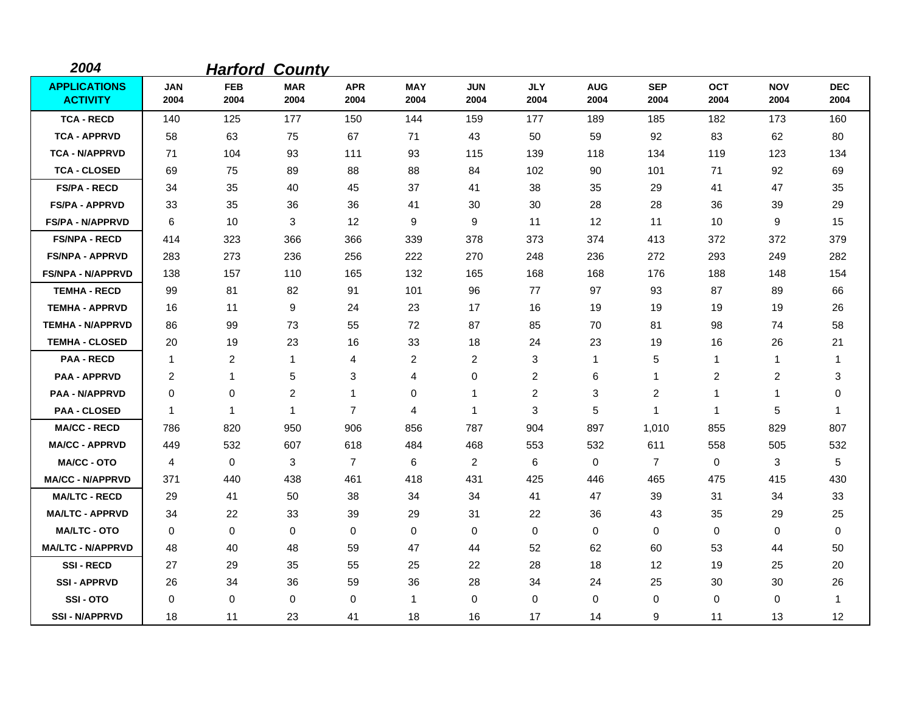**2004** ***Harford County***

| APPLICATIONS ACTIVITY | JAN 2004 | FEB 2004 | MAR 2004 | APR 2004 | MAY 2004 | JUN 2004 | JLY 2004 | AUG 2004 | SEP 2004 | OCT 2004 | NOV 2004 | DEC 2004 |
|---|---|---|---|---|---|---|---|---|---|---|---|---|
| TCA - RECD | 140 | 125 | 177 | 150 | 144 | 159 | 177 | 189 | 185 | 182 | 173 | 160 |
| TCA - APPRVD | 58 | 63 | 75 | 67 | 71 | 43 | 50 | 59 | 92 | 83 | 62 | 80 |
| TCA - N/APPRVD | 71 | 104 | 93 | 111 | 93 | 115 | 139 | 118 | 134 | 119 | 123 | 134 |
| TCA - CLOSED | 69 | 75 | 89 | 88 | 88 | 84 | 102 | 90 | 101 | 71 | 92 | 69 |
| FS/PA - RECD | 34 | 35 | 40 | 45 | 37 | 41 | 38 | 35 | 29 | 41 | 47 | 35 |
| FS/PA - APPRVD | 33 | 35 | 36 | 36 | 41 | 30 | 30 | 28 | 28 | 36 | 39 | 29 |
| FS/PA - N/APPRVD | 6 | 10 | 3 | 12 | 9 | 9 | 11 | 12 | 11 | 10 | 9 | 15 |
| FS/NPA - RECD | 414 | 323 | 366 | 366 | 339 | 378 | 373 | 374 | 413 | 372 | 372 | 379 |
| FS/NPA - APPRVD | 283 | 273 | 236 | 256 | 222 | 270 | 248 | 236 | 272 | 293 | 249 | 282 |
| FS/NPA - N/APPRVD | 138 | 157 | 110 | 165 | 132 | 165 | 168 | 168 | 176 | 188 | 148 | 154 |
| TEMHA - RECD | 99 | 81 | 82 | 91 | 101 | 96 | 77 | 97 | 93 | 87 | 89 | 66 |
| TEMHA - APPRVD | 16 | 11 | 9 | 24 | 23 | 17 | 16 | 19 | 19 | 19 | 19 | 26 |
| TEMHA - N/APPRVD | 86 | 99 | 73 | 55 | 72 | 87 | 85 | 70 | 81 | 98 | 74 | 58 |
| TEMHA - CLOSED | 20 | 19 | 23 | 16 | 33 | 18 | 24 | 23 | 19 | 16 | 26 | 21 |
| PAA - RECD | 1 | 2 | 1 | 4 | 2 | 2 | 3 | 1 | 5 | 1 | 1 | 1 |
| PAA - APPRVD | 2 | 1 | 5 | 3 | 4 | 0 | 2 | 6 | 1 | 2 | 2 | 3 |
| PAA - N/APPRVD | 0 | 0 | 2 | 1 | 0 | 1 | 2 | 3 | 2 | 1 | 1 | 0 |
| PAA - CLOSED | 1 | 1 | 1 | 7 | 4 | 1 | 3 | 5 | 1 | 1 | 5 | 1 |
| MA/CC - RECD | 786 | 820 | 950 | 906 | 856 | 787 | 904 | 897 | 1,010 | 855 | 829 | 807 |
| MA/CC - APPRVD | 449 | 532 | 607 | 618 | 484 | 468 | 553 | 532 | 611 | 558 | 505 | 532 |
| MA/CC - OTO | 4 | 0 | 3 | 7 | 6 | 2 | 6 | 0 | 7 | 0 | 3 | 5 |
| MA/CC - N/APPRVD | 371 | 440 | 438 | 461 | 418 | 431 | 425 | 446 | 465 | 475 | 415 | 430 |
| MA/LTC - RECD | 29 | 41 | 50 | 38 | 34 | 34 | 41 | 47 | 39 | 31 | 34 | 33 |
| MA/LTC - APPRVD | 34 | 22 | 33 | 39 | 29 | 31 | 22 | 36 | 43 | 35 | 29 | 25 |
| MA/LTC - OTO | 0 | 0 | 0 | 0 | 0 | 0 | 0 | 0 | 0 | 0 | 0 | 0 |
| MA/LTC - N/APPRVD | 48 | 40 | 48 | 59 | 47 | 44 | 52 | 62 | 60 | 53 | 44 | 50 |
| SSI - RECD | 27 | 29 | 35 | 55 | 25 | 22 | 28 | 18 | 12 | 19 | 25 | 20 |
| SSI - APPRVD | 26 | 34 | 36 | 59 | 36 | 28 | 34 | 24 | 25 | 30 | 30 | 26 |
| SSI - OTO | 0 | 0 | 0 | 0 | 1 | 0 | 0 | 0 | 0 | 0 | 0 | 1 |
| SSI - N/APPRVD | 18 | 11 | 23 | 41 | 18 | 16 | 17 | 14 | 9 | 11 | 13 | 12 |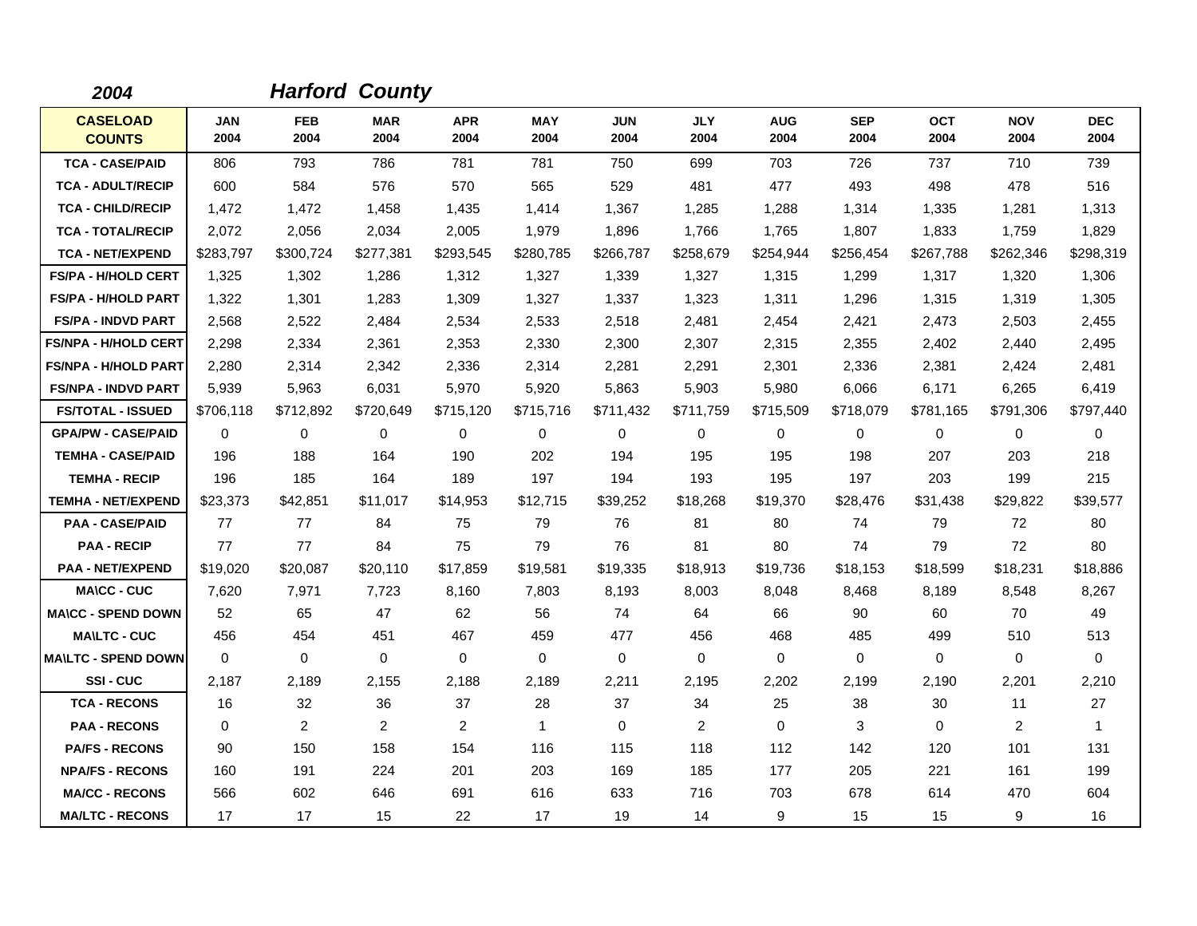## *2004 Harford County*

| CASELOAD COUNTS | JAN 2004 | FEB 2004 | MAR 2004 | APR 2004 | MAY 2004 | JUN 2004 | JLY 2004 | AUG 2004 | SEP 2004 | OCT 2004 | NOV 2004 | DEC 2004 |
|---|---|---|---|---|---|---|---|---|---|---|---|---|
| TCA - CASE/PAID | 806 | 793 | 786 | 781 | 781 | 750 | 699 | 703 | 726 | 737 | 710 | 739 |
| TCA - ADULT/RECIP | 600 | 584 | 576 | 570 | 565 | 529 | 481 | 477 | 493 | 498 | 478 | 516 |
| TCA - CHILD/RECIP | 1,472 | 1,472 | 1,458 | 1,435 | 1,414 | 1,367 | 1,285 | 1,288 | 1,314 | 1,335 | 1,281 | 1,313 |
| TCA - TOTAL/RECIP | 2,072 | 2,056 | 2,034 | 2,005 | 1,979 | 1,896 | 1,766 | 1,765 | 1,807 | 1,833 | 1,759 | 1,829 |
| TCA - NET/EXPEND | $283,797 | $300,724 | $277,381 | $293,545 | $280,785 | $266,787 | $258,679 | $254,944 | $256,454 | $267,788 | $262,346 | $298,319 |
| FS/PA - H/HOLD CERT | 1,325 | 1,302 | 1,286 | 1,312 | 1,327 | 1,339 | 1,327 | 1,315 | 1,299 | 1,317 | 1,320 | 1,306 |
| FS/PA - H/HOLD PART | 1,322 | 1,301 | 1,283 | 1,309 | 1,327 | 1,337 | 1,323 | 1,311 | 1,296 | 1,315 | 1,319 | 1,305 |
| FS/PA - INDVD PART | 2,568 | 2,522 | 2,484 | 2,534 | 2,533 | 2,518 | 2,481 | 2,454 | 2,421 | 2,473 | 2,503 | 2,455 |
| FS/NPA - H/HOLD CERT | 2,298 | 2,334 | 2,361 | 2,353 | 2,330 | 2,300 | 2,307 | 2,315 | 2,355 | 2,402 | 2,440 | 2,495 |
| FS/NPA - H/HOLD PART | 2,280 | 2,314 | 2,342 | 2,336 | 2,314 | 2,281 | 2,291 | 2,301 | 2,336 | 2,381 | 2,424 | 2,481 |
| FS/NPA - INDVD PART | 5,939 | 5,963 | 6,031 | 5,970 | 5,920 | 5,863 | 5,903 | 5,980 | 6,066 | 6,171 | 6,265 | 6,419 |
| FS/TOTAL - ISSUED | $706,118 | $712,892 | $720,649 | $715,120 | $715,716 | $711,432 | $711,759 | $715,509 | $718,079 | $781,165 | $791,306 | $797,440 |
| GPA/PW - CASE/PAID | 0 | 0 | 0 | 0 | 0 | 0 | 0 | 0 | 0 | 0 | 0 | 0 |
| TEMHA - CASE/PAID | 196 | 188 | 164 | 190 | 202 | 194 | 195 | 195 | 198 | 207 | 203 | 218 |
| TEMHA - RECIP | 196 | 185 | 164 | 189 | 197 | 194 | 193 | 195 | 197 | 203 | 199 | 215 |
| TEMHA - NET/EXPEND | $23,373 | $42,851 | $11,017 | $14,953 | $12,715 | $39,252 | $18,268 | $19,370 | $28,476 | $31,438 | $29,822 | $39,577 |
| PAA - CASE/PAID | 77 | 77 | 84 | 75 | 79 | 76 | 81 | 80 | 74 | 79 | 72 | 80 |
| PAA - RECIP | 77 | 77 | 84 | 75 | 79 | 76 | 81 | 80 | 74 | 79 | 72 | 80 |
| PAA - NET/EXPEND | $19,020 | $20,087 | $20,110 | $17,859 | $19,581 | $19,335 | $18,913 | $19,736 | $18,153 | $18,599 | $18,231 | $18,886 |
| MA\CC - CUC | 7,620 | 7,971 | 7,723 | 8,160 | 7,803 | 8,193 | 8,003 | 8,048 | 8,468 | 8,189 | 8,548 | 8,267 |
| MA\CC - SPEND DOWN | 52 | 65 | 47 | 62 | 56 | 74 | 64 | 66 | 90 | 60 | 70 | 49 |
| MA\LTC - CUC | 456 | 454 | 451 | 467 | 459 | 477 | 456 | 468 | 485 | 499 | 510 | 513 |
| MA\LTC - SPEND DOWN | 0 | 0 | 0 | 0 | 0 | 0 | 0 | 0 | 0 | 0 | 0 | 0 |
| SSI - CUC | 2,187 | 2,189 | 2,155 | 2,188 | 2,189 | 2,211 | 2,195 | 2,202 | 2,199 | 2,190 | 2,201 | 2,210 |
| TCA - RECONS | 16 | 32 | 36 | 37 | 28 | 37 | 34 | 25 | 38 | 30 | 11 | 27 |
| PAA - RECONS | 0 | 2 | 2 | 2 | 1 | 0 | 2 | 0 | 3 | 0 | 2 | 1 |
| PA/FS - RECONS | 90 | 150 | 158 | 154 | 116 | 115 | 118 | 112 | 142 | 120 | 101 | 131 |
| NPA/FS - RECONS | 160 | 191 | 224 | 201 | 203 | 169 | 185 | 177 | 205 | 221 | 161 | 199 |
| MA/CC - RECONS | 566 | 602 | 646 | 691 | 616 | 633 | 716 | 703 | 678 | 614 | 470 | 604 |
| MA/LTC - RECONS | 17 | 17 | 15 | 22 | 17 | 19 | 14 | 9 | 15 | 15 | 9 | 16 |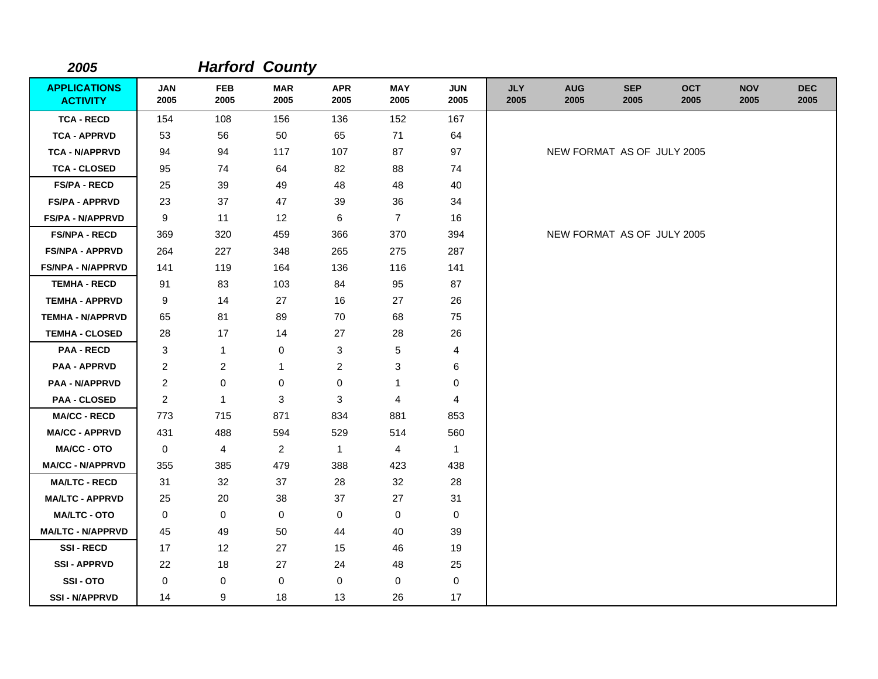## 2005 *Harford County*

| APPLICATIONS ACTIVITY | JAN 2005 | FEB 2005 | MAR 2005 | APR 2005 | MAY 2005 | JUN 2005 | JLY 2005 | AUG 2005 | SEP 2005 | OCT 2005 | NOV 2005 | DEC 2005 |
|---|---|---|---|---|---|---|---|---|---|---|---|---|
| TCA - RECD | 154 | 108 | 156 | 136 | 152 | 167 | | | | | | |
| TCA - APPRVD | 53 | 56 | 50 | 65 | 71 | 64 | | | | | | |
| TCA - N/APPRVD | 94 | 94 | 117 | 107 | 87 | 97 | NEW FORMAT AS OF JULY 2005 | | | | | |
| TCA - CLOSED | 95 | 74 | 64 | 82 | 88 | 74 | | | | | | |
| FS/PA - RECD | 25 | 39 | 49 | 48 | 48 | 40 | | | | | | |
| FS/PA - APPRVD | 23 | 37 | 47 | 39 | 36 | 34 | | | | | | |
| FS/PA - N/APPRVD | 9 | 11 | 12 | 6 | 7 | 16 | | | | | | |
| FS/NPA - RECD | 369 | 320 | 459 | 366 | 370 | 394 | NEW FORMAT AS OF JULY 2005 | | | | | |
| FS/NPA - APPRVD | 264 | 227 | 348 | 265 | 275 | 287 | | | | | | |
| FS/NPA - N/APPRVD | 141 | 119 | 164 | 136 | 116 | 141 | | | | | | |
| TEMHA - RECD | 91 | 83 | 103 | 84 | 95 | 87 | | | | | | |
| TEMHA - APPRVD | 9 | 14 | 27 | 16 | 27 | 26 | | | | | | |
| TEMHA - N/APPRVD | 65 | 81 | 89 | 70 | 68 | 75 | | | | | | |
| TEMHA - CLOSED | 28 | 17 | 14 | 27 | 28 | 26 | | | | | | |
| PAA - RECD | 3 | 1 | 0 | 3 | 5 | 4 | | | | | | |
| PAA - APPRVD | 2 | 2 | 1 | 2 | 3 | 6 | | | | | | |
| PAA - N/APPRVD | 2 | 0 | 0 | 0 | 1 | 0 | | | | | | |
| PAA - CLOSED | 2 | 1 | 3 | 3 | 4 | 4 | | | | | | |
| MA/CC - RECD | 773 | 715 | 871 | 834 | 881 | 853 | | | | | | |
| MA/CC - APPRVD | 431 | 488 | 594 | 529 | 514 | 560 | | | | | | |
| MA/CC - OTO | 0 | 4 | 2 | 1 | 4 | 1 | | | | | | |
| MA/CC - N/APPRVD | 355 | 385 | 479 | 388 | 423 | 438 | | | | | | |
| MA/LTC - RECD | 31 | 32 | 37 | 28 | 32 | 28 | | | | | | |
| MA/LTC - APPRVD | 25 | 20 | 38 | 37 | 27 | 31 | | | | | | |
| MA/LTC - OTO | 0 | 0 | 0 | 0 | 0 | 0 | | | | | | |
| MA/LTC - N/APPRVD | 45 | 49 | 50 | 44 | 40 | 39 | | | | | | |
| SSI - RECD | 17 | 12 | 27 | 15 | 46 | 19 | | | | | | |
| SSI - APPRVD | 22 | 18 | 27 | 24 | 48 | 25 | | | | | | |
| SSI - OTO | 0 | 0 | 0 | 0 | 0 | 0 | | | | | | |
| SSI - N/APPRVD | 14 | 9 | 18 | 13 | 26 | 17 | | | | | | |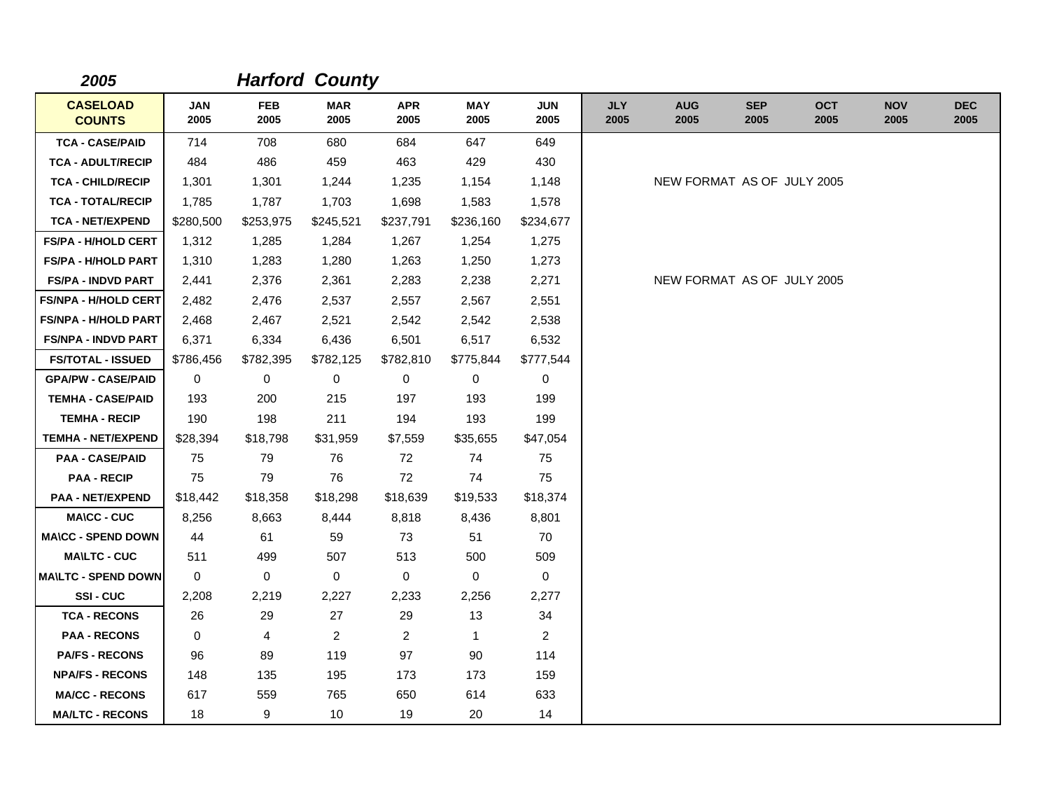*2005* ***Harford County***

| CASELOAD COUNTS | JAN 2005 | FEB 2005 | MAR 2005 | APR 2005 | MAY 2005 | JUN 2005 | JLY 2005 | AUG 2005 | SEP 2005 | OCT 2005 | NOV 2005 | DEC 2005 |
|---|---|---|---|---|---|---|---|---|---|---|---|---|
| TCA - CASE/PAID | 714 | 708 | 680 | 684 | 647 | 649 | | | | | | |
| TCA - ADULT/RECIP | 484 | 486 | 459 | 463 | 429 | 430 | | | | | | |
| TCA - CHILD/RECIP | 1,301 | 1,301 | 1,244 | 1,235 | 1,154 | 1,148 | | NEW FORMAT AS OF JULY 2005 | | | | |
| TCA - TOTAL/RECIP | 1,785 | 1,787 | 1,703 | 1,698 | 1,583 | 1,578 | | | | | | |
| TCA - NET/EXPEND | $280,500 | $253,975 | $245,521 | $237,791 | $236,160 | $234,677 | | | | | | |
| FS/PA - H/HOLD CERT | 1,312 | 1,285 | 1,284 | 1,267 | 1,254 | 1,275 | | | | | | |
| FS/PA - H/HOLD PART | 1,310 | 1,283 | 1,280 | 1,263 | 1,250 | 1,273 | | | | | | |
| FS/PA - INDVD PART | 2,441 | 2,376 | 2,361 | 2,283 | 2,238 | 2,271 | | NEW FORMAT AS OF JULY 2005 | | | | |
| FS/NPA - H/HOLD CERT | 2,482 | 2,476 | 2,537 | 2,557 | 2,567 | 2,551 | | | | | | |
| FS/NPA - H/HOLD PART | 2,468 | 2,467 | 2,521 | 2,542 | 2,542 | 2,538 | | | | | | |
| FS/NPA - INDVD PART | 6,371 | 6,334 | 6,436 | 6,501 | 6,517 | 6,532 | | | | | | |
| FS/TOTAL - ISSUED | $786,456 | $782,395 | $782,125 | $782,810 | $775,844 | $777,544 | | | | | | |
| GPA/PW - CASE/PAID | 0 | 0 | 0 | 0 | 0 | 0 | | | | | | |
| TEMHA - CASE/PAID | 193 | 200 | 215 | 197 | 193 | 199 | | | | | | |
| TEMHA - RECIP | 190 | 198 | 211 | 194 | 193 | 199 | | | | | | |
| TEMHA - NET/EXPEND | $28,394 | $18,798 | $31,959 | $7,559 | $35,655 | $47,054 | | | | | | |
| PAA - CASE/PAID | 75 | 79 | 76 | 72 | 74 | 75 | | | | | | |
| PAA - RECIP | 75 | 79 | 76 | 72 | 74 | 75 | | | | | | |
| PAA - NET/EXPEND | $18,442 | $18,358 | $18,298 | $18,639 | $19,533 | $18,374 | | | | | | |
| MA\CC - CUC | 8,256 | 8,663 | 8,444 | 8,818 | 8,436 | 8,801 | | | | | | |
| MA\CC - SPEND DOWN | 44 | 61 | 59 | 73 | 51 | 70 | | | | | | |
| MA\LTC - CUC | 511 | 499 | 507 | 513 | 500 | 509 | | | | | | |
| MA\LTC - SPEND DOWN | 0 | 0 | 0 | 0 | 0 | 0 | | | | | | |
| SSI - CUC | 2,208 | 2,219 | 2,227 | 2,233 | 2,256 | 2,277 | | | | | | |
| TCA - RECONS | 26 | 29 | 27 | 29 | 13 | 34 | | | | | | |
| PAA - RECONS | 0 | 4 | 2 | 2 | 1 | 2 | | | | | | |
| PA/FS - RECONS | 96 | 89 | 119 | 97 | 90 | 114 | | | | | | |
| NPA/FS - RECONS | 148 | 135 | 195 | 173 | 173 | 159 | | | | | | |
| MA/CC - RECONS | 617 | 559 | 765 | 650 | 614 | 633 | | | | | | |
| MA/LTC - RECONS | 18 | 9 | 10 | 19 | 20 | 14 | | | | | | |